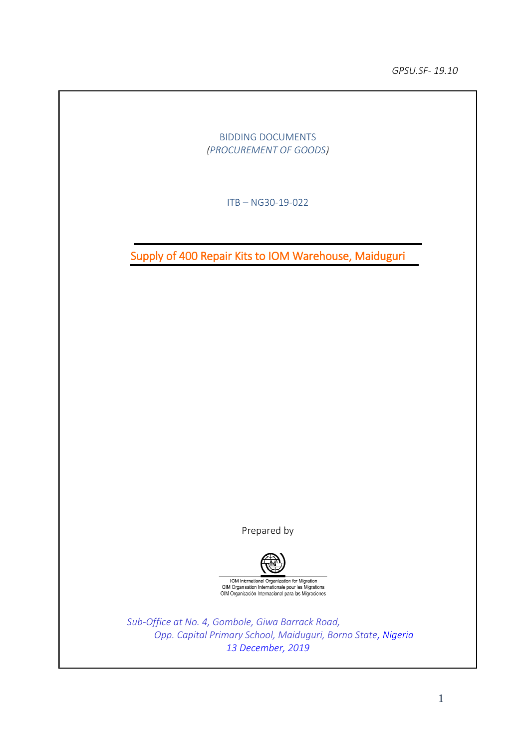GPSU.SF- 19.10

BIDDING DOCUMENTS
*(PROCUREMENT OF GOODS)*

ITB – NG30-19-022

# Supply of 400 Repair Kits to IOM Warehouse, Maiduguri

Prepared by

IOM International Organization for Migration
OIM Organisation Internationale pour les Migrations
OIM Organización Internacional para las Migraciones

*Sub-Office at No. 4, Gombole, Giwa Barrack Road,*
*Opp. Capital Primary School, Maiduguri, Borno State, Nigeria*
*13 December, 2019*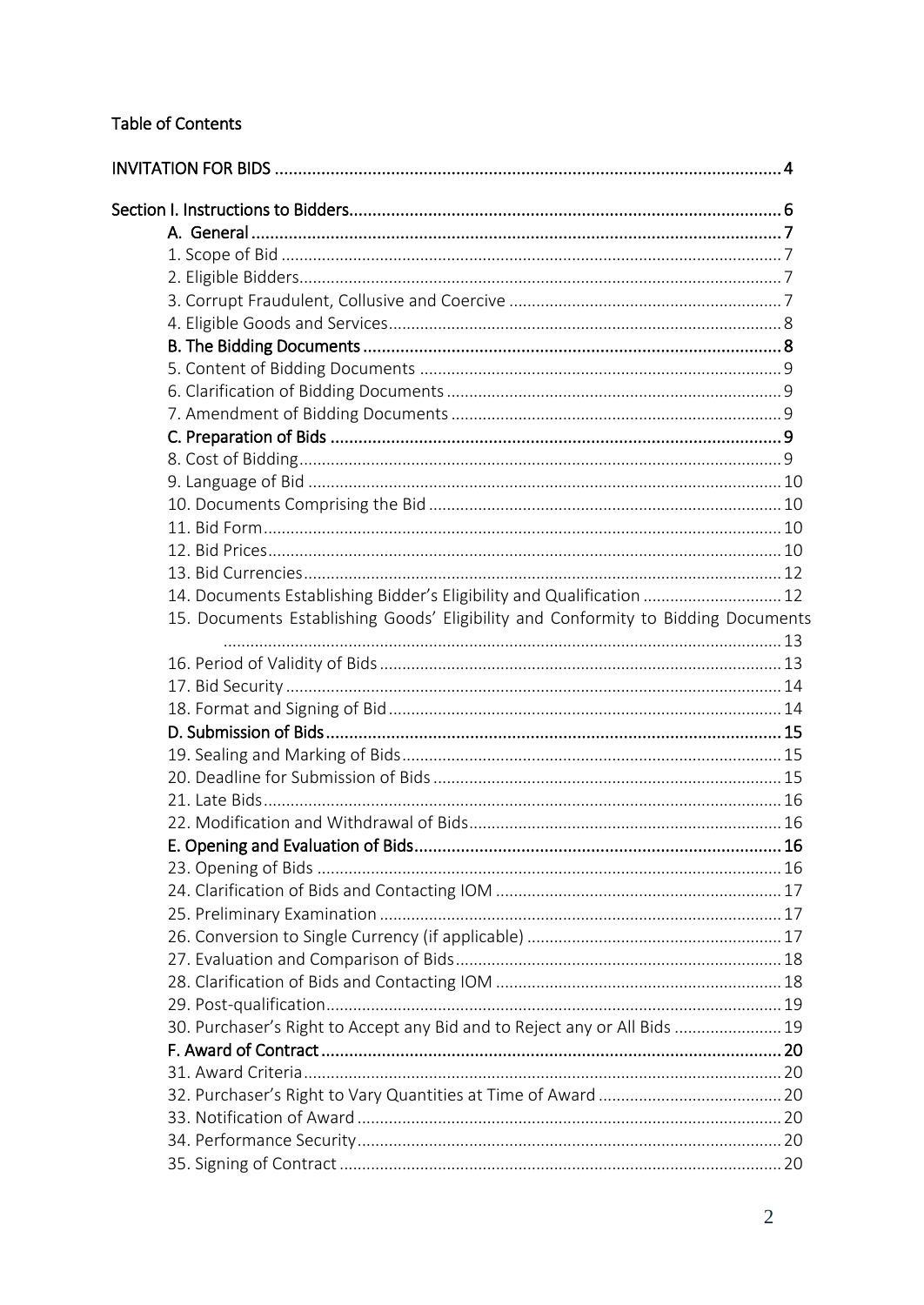## Table of Contents

INVITATION FOR BIDS ........................................................................................................ 4

Section I. Instructions to Bidders........................................................................................ 6

- A. General ................................................................................................................ 7
- 1. Scope of Bid ......................................................................................................... 7
- 2. Eligible Bidders..................................................................................................... 7
- 3. Corrupt Fraudulent, Collusive and Coercive .......................................................... 7
- 4. Eligible Goods and Services.................................................................................... 8
- B. The Bidding Documents ........................................................................................ 8
- 5. Content of Bidding Documents .............................................................................. 9
- 6. Clarification of Bidding Documents ........................................................................ 9
- 7. Amendment of Bidding Documents ....................................................................... 9
- C. Preparation of Bids ................................................................................................ 9
- 8. Cost of Bidding....................................................................................................... 9
- 9. Language of Bid ................................................................................................... 10
- 10. Documents Comprising the Bid .......................................................................... 10
- 11. Bid Form.............................................................................................................. 10
- 12. Bid Prices............................................................................................................. 10
- 13. Bid Currencies...................................................................................................... 12
- 14. Documents Establishing Bidder's Eligibility and Qualification ............................ 12
- 15. Documents Establishing Goods' Eligibility and Conformity to Bidding Documents ........................................................................................................................... 13
- 16. Period of Validity of Bids ..................................................................................... 13
- 17. Bid Security ......................................................................................................... 14
- 18. Format and Signing of Bid .................................................................................... 14
- D. Submission of Bids ................................................................................................ 15
- 19. Sealing and Marking of Bids................................................................................. 15
- 20. Deadline for Submission of Bids .......................................................................... 15
- 21. Late Bids.............................................................................................................. 16
- 22. Modification and Withdrawal of Bids.................................................................... 16
- E. Opening and Evaluation of Bids............................................................................. 16
- 23. Opening of Bids ................................................................................................... 16
- 24. Clarification of Bids and Contacting IOM ............................................................ 17
- 25. Preliminary Examination ..................................................................................... 17
- 26. Conversion to Single Currency (if applicable) ...................................................... 17
- 27. Evaluation and Comparison of Bids...................................................................... 18
- 28. Clarification of Bids and Contacting IOM ............................................................ 18
- 29. Post-qualification................................................................................................. 19
- 30. Purchaser's Right to Accept any Bid and to Reject any or All Bids ....................... 19
- F. Award of Contract ................................................................................................. 20
- 31. Award Criteria...................................................................................................... 20
- 32. Purchaser's Right to Vary Quantities at Time of Award ........................................ 20
- 33. Notification of Award .......................................................................................... 20
- 34. Performance Security........................................................................................... 20
- 35. Signing of Contract .............................................................................................. 20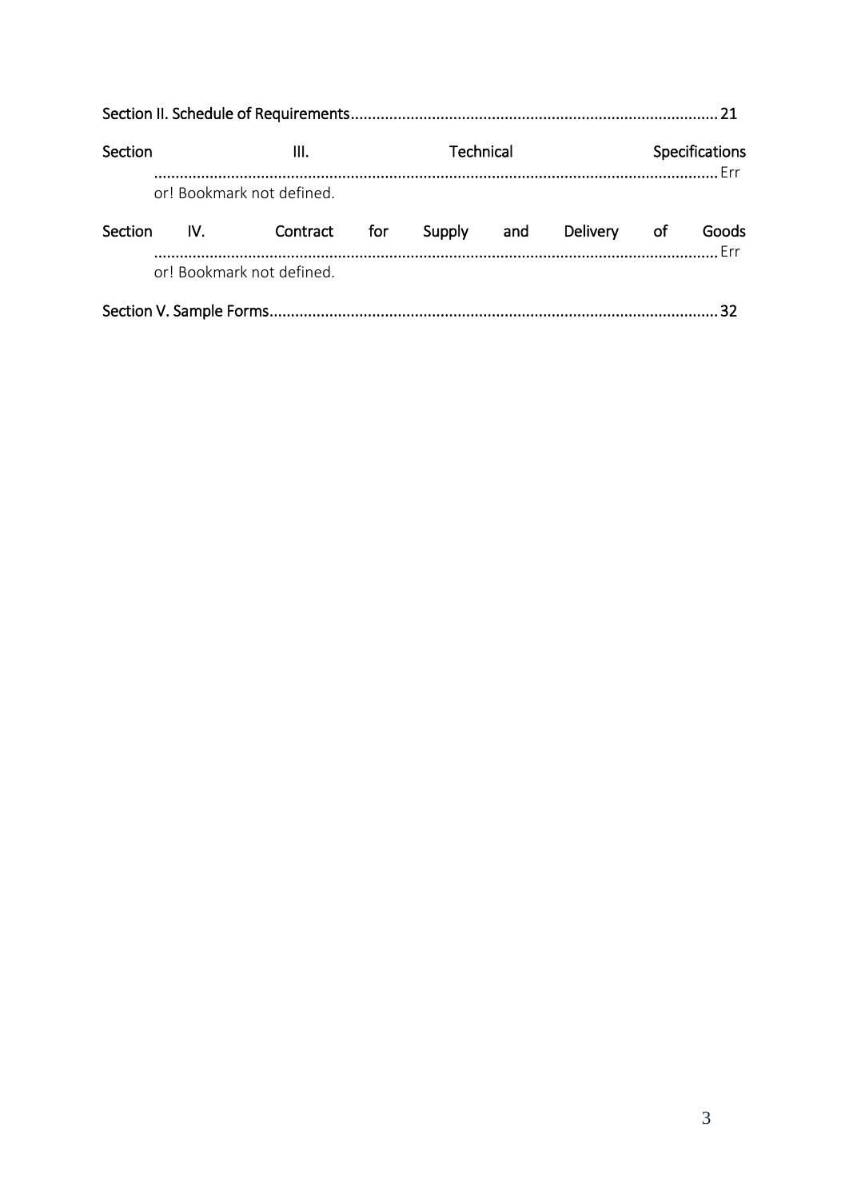Section II. Schedule of Requirements........................................................................................21

Section III. Technical Specifications ........................................................................................................................Error! Bookmark not defined.

Section IV. Contract for Supply and Delivery of Goods ........................................................................................................................Error! Bookmark not defined.

Section V. Sample Forms........................................................................................................32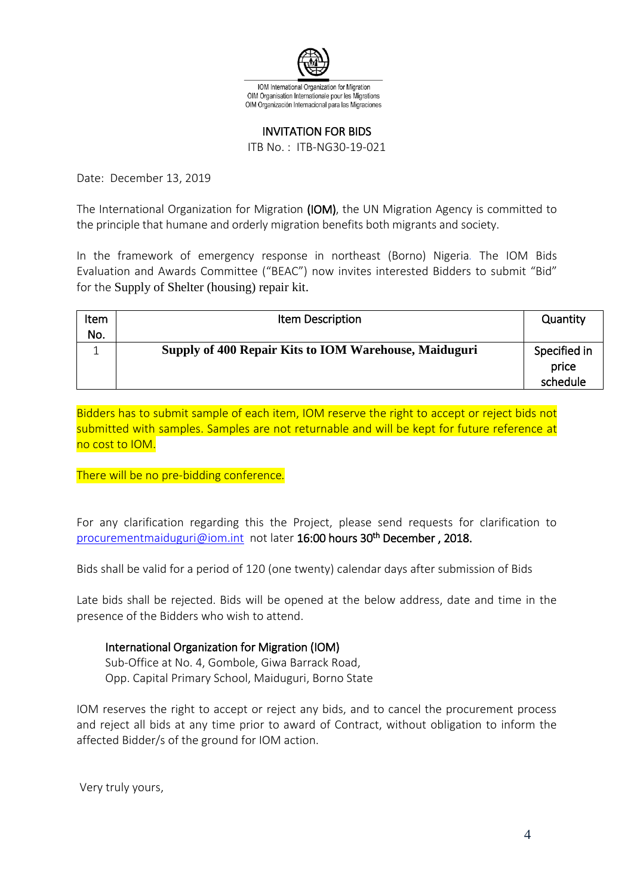IOM International Organization for Migration
OIM Organisation Internationale pour les Migrations
OIM Organización Internacional para las Migraciones

# INVITATION FOR BIDS

ITB No. : ITB-NG30-19-021

Date: December 13, 2019

The International Organization for Migration **(IOM)**, the UN Migration Agency is committed to the principle that humane and orderly migration benefits both migrants and society.

In the framework of emergency response in northeast (Borno) Nigeria. The IOM Bids Evaluation and Awards Committee ("BEAC") now invites interested Bidders to submit "Bid" for the Supply of Shelter (housing) repair kit.

| Item No. | Item Description | Quantity |
|---|---|---|
| 1 | **Supply of 400 Repair Kits to IOM Warehouse, Maiduguri** | Specified in price schedule |

Bidders has to submit sample of each item, IOM reserve the right to accept or reject bids not submitted with samples. Samples are not returnable and will be kept for future reference at no cost to IOM.

There will be no pre-bidding conference.

For any clarification regarding this the Project, please send requests for clarification to procurementmaiduguri@iom.int not later **16:00 hours 30th December , 2018.**

Bids shall be valid for a period of 120 (one twenty) calendar days after submission of Bids

Late bids shall be rejected. Bids will be opened at the below address, date and time in the presence of the Bidders who wish to attend.

International Organization for Migration (IOM)
Sub-Office at No. 4, Gombole, Giwa Barrack Road,
Opp. Capital Primary School, Maiduguri, Borno State

IOM reserves the right to accept or reject any bids, and to cancel the procurement process and reject all bids at any time prior to award of Contract, without obligation to inform the affected Bidder/s of the ground for IOM action.

Very truly yours,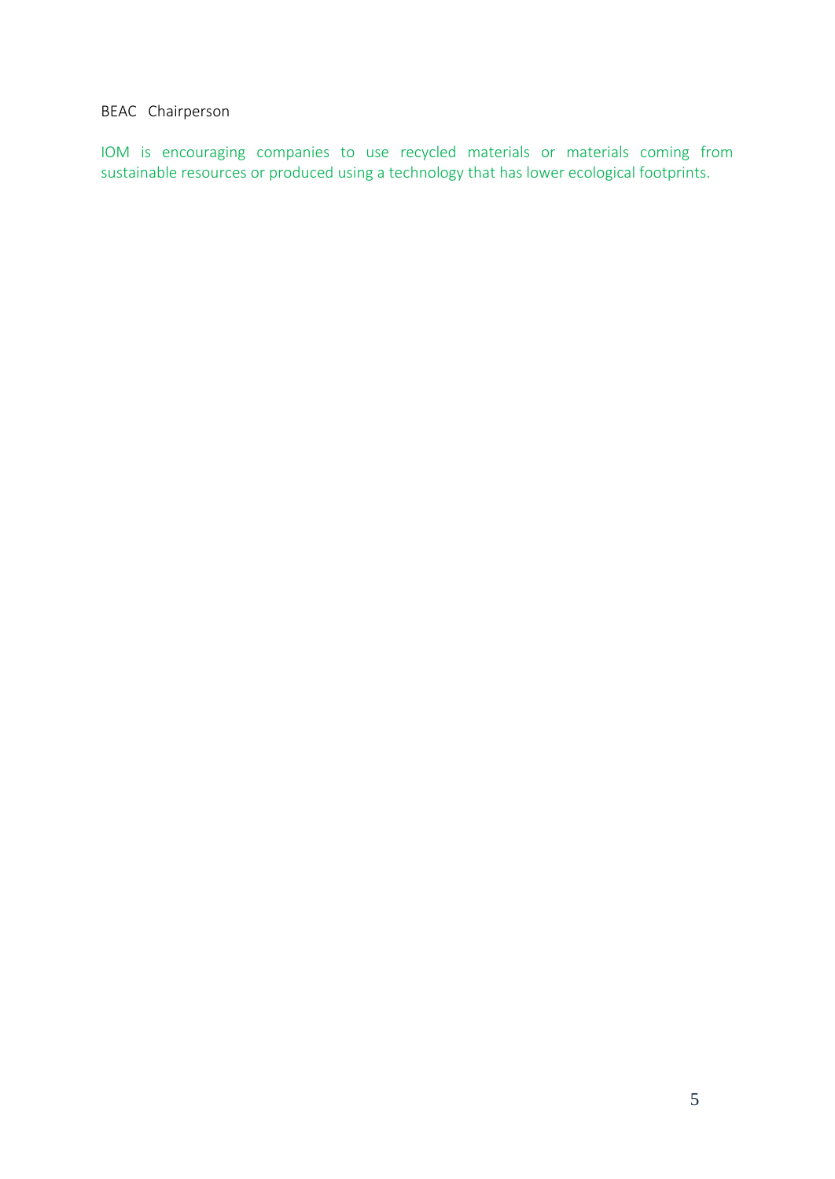BEAC Chairperson

IOM is encouraging companies to use recycled materials or materials coming from sustainable resources or produced using a technology that has lower ecological footprints.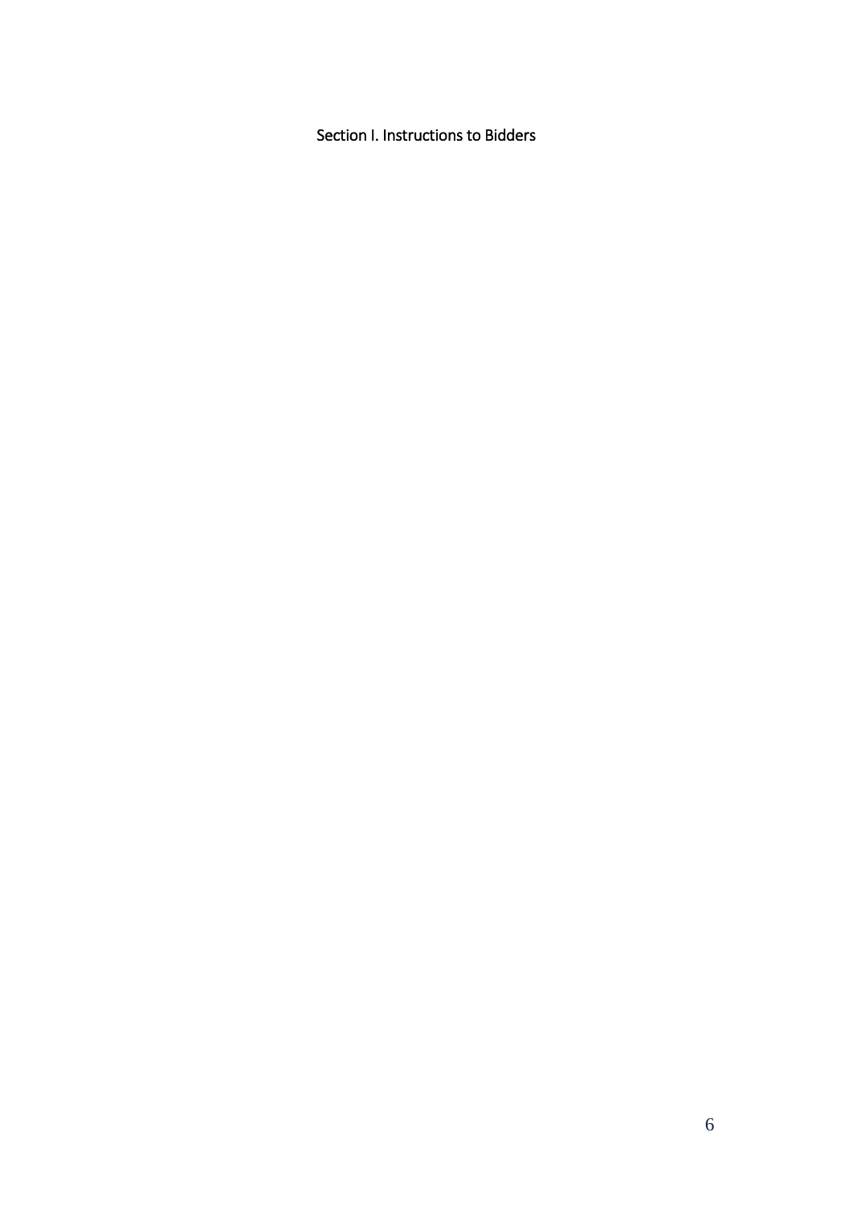# Section I. Instructions to Bidders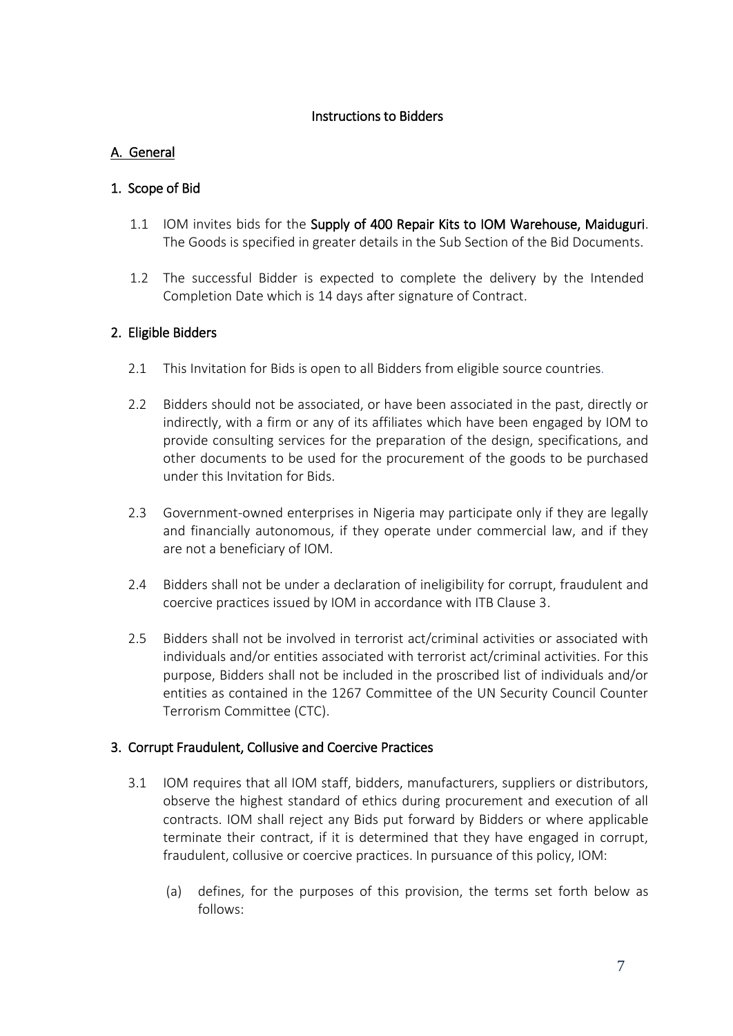# Instructions to Bidders

## A. General

### 1. Scope of Bid

1.1 IOM invites bids for the **Supply of 400 Repair Kits to IOM Warehouse, Maiduguri**. The Goods is specified in greater details in the Sub Section of the Bid Documents.

1.2 The successful Bidder is expected to complete the delivery by the Intended Completion Date which is 14 days after signature of Contract.

### 2. Eligible Bidders

2.1 This Invitation for Bids is open to all Bidders from eligible source countries.

2.2 Bidders should not be associated, or have been associated in the past, directly or indirectly, with a firm or any of its affiliates which have been engaged by IOM to provide consulting services for the preparation of the design, specifications, and other documents to be used for the procurement of the goods to be purchased under this Invitation for Bids.

2.3 Government-owned enterprises in Nigeria may participate only if they are legally and financially autonomous, if they operate under commercial law, and if they are not a beneficiary of IOM.

2.4 Bidders shall not be under a declaration of ineligibility for corrupt, fraudulent and coercive practices issued by IOM in accordance with ITB Clause 3.

2.5 Bidders shall not be involved in terrorist act/criminal activities or associated with individuals and/or entities associated with terrorist act/criminal activities. For this purpose, Bidders shall not be included in the proscribed list of individuals and/or entities as contained in the 1267 Committee of the UN Security Council Counter Terrorism Committee (CTC).

### 3. Corrupt Fraudulent, Collusive and Coercive Practices

3.1 IOM requires that all IOM staff, bidders, manufacturers, suppliers or distributors, observe the highest standard of ethics during procurement and execution of all contracts. IOM shall reject any Bids put forward by Bidders or where applicable terminate their contract, if it is determined that they have engaged in corrupt, fraudulent, collusive or coercive practices. In pursuance of this policy, IOM:

(a) defines, for the purposes of this provision, the terms set forth below as follows: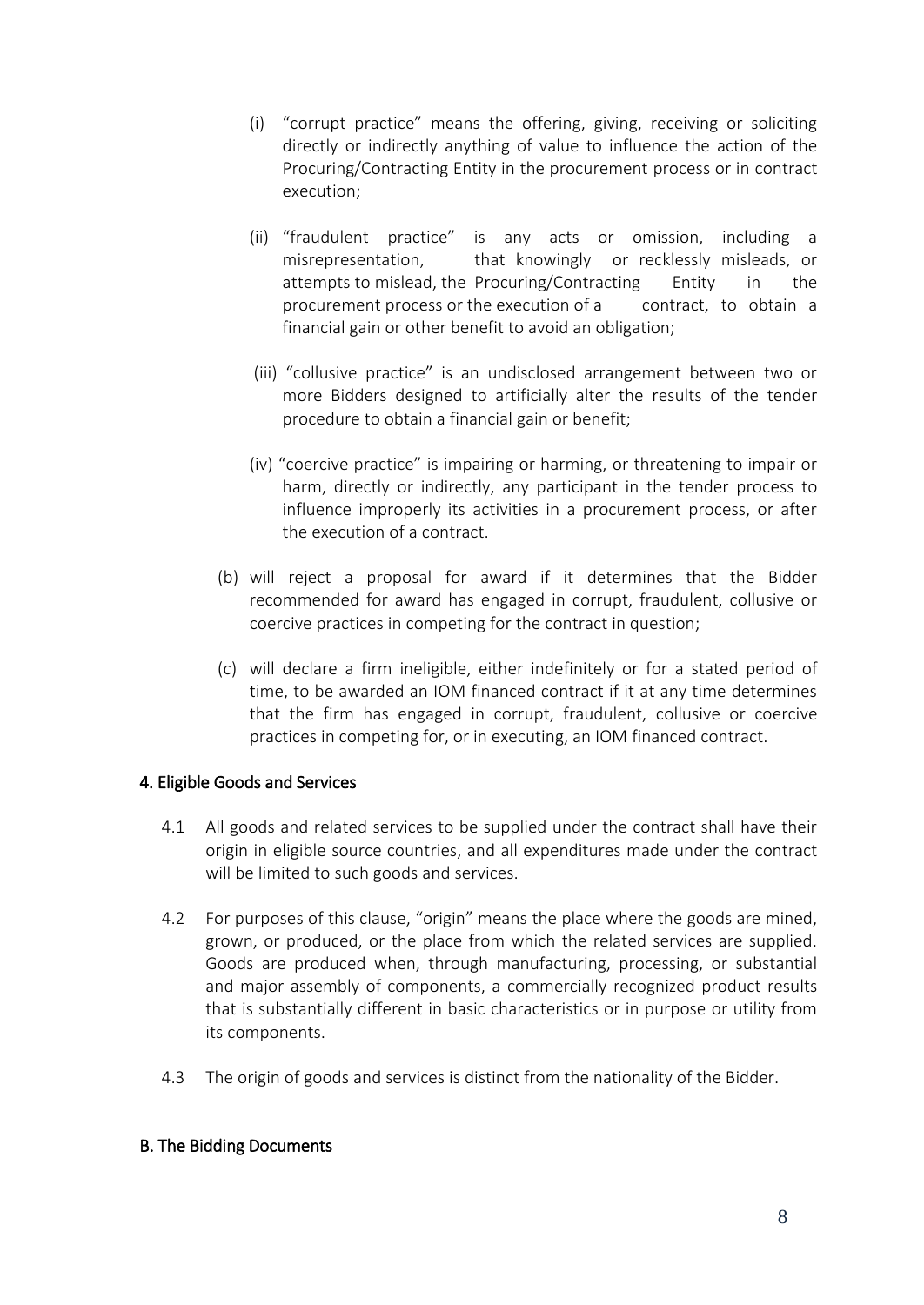(i) "corrupt practice" means the offering, giving, receiving or soliciting directly or indirectly anything of value to influence the action of the Procuring/Contracting Entity in the procurement process or in contract execution;

(ii) "fraudulent practice" is any acts or omission, including a misrepresentation, that knowingly or recklessly misleads, or attempts to mislead, the Procuring/Contracting Entity in the procurement process or the execution of a contract, to obtain a financial gain or other benefit to avoid an obligation;

(iii) "collusive practice" is an undisclosed arrangement between two or more Bidders designed to artificially alter the results of the tender procedure to obtain a financial gain or benefit;

(iv) "coercive practice" is impairing or harming, or threatening to impair or harm, directly or indirectly, any participant in the tender process to influence improperly its activities in a procurement process, or after the execution of a contract.

(b) will reject a proposal for award if it determines that the Bidder recommended for award has engaged in corrupt, fraudulent, collusive or coercive practices in competing for the contract in question;

(c) will declare a firm ineligible, either indefinitely or for a stated period of time, to be awarded an IOM financed contract if it at any time determines that the firm has engaged in corrupt, fraudulent, collusive or coercive practices in competing for, or in executing, an IOM financed contract.

## 4. Eligible Goods and Services

4.1 All goods and related services to be supplied under the contract shall have their origin in eligible source countries, and all expenditures made under the contract will be limited to such goods and services.

4.2 For purposes of this clause, "origin" means the place where the goods are mined, grown, or produced, or the place from which the related services are supplied. Goods are produced when, through manufacturing, processing, or substantial and major assembly of components, a commercially recognized product results that is substantially different in basic characteristics or in purpose or utility from its components.

4.3 The origin of goods and services is distinct from the nationality of the Bidder.

## B. The Bidding Documents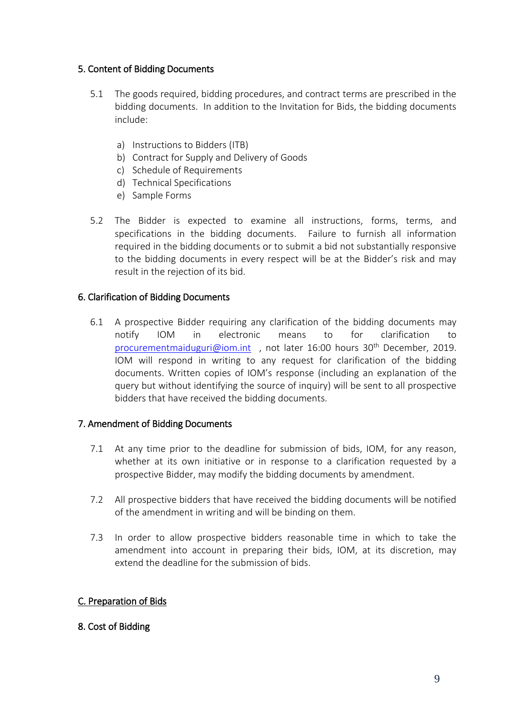### 5. Content of Bidding Documents

5.1 The goods required, bidding procedures, and contract terms are prescribed in the bidding documents. In addition to the Invitation for Bids, the bidding documents include:

a) Instructions to Bidders (ITB)
b) Contract for Supply and Delivery of Goods
c) Schedule of Requirements
d) Technical Specifications
e) Sample Forms

5.2 The Bidder is expected to examine all instructions, forms, terms, and specifications in the bidding documents. Failure to furnish all information required in the bidding documents or to submit a bid not substantially responsive to the bidding documents in every respect will be at the Bidder's risk and may result in the rejection of its bid.

### 6. Clarification of Bidding Documents

6.1 A prospective Bidder requiring any clarification of the bidding documents may notify IOM in electronic means to for clarification to procurementmaiduguri@iom.int , not later 16:00 hours 30th December, 2019. IOM will respond in writing to any request for clarification of the bidding documents. Written copies of IOM's response (including an explanation of the query but without identifying the source of inquiry) will be sent to all prospective bidders that have received the bidding documents.

### 7. Amendment of Bidding Documents

7.1 At any time prior to the deadline for submission of bids, IOM, for any reason, whether at its own initiative or in response to a clarification requested by a prospective Bidder, may modify the bidding documents by amendment.

7.2 All prospective bidders that have received the bidding documents will be notified of the amendment in writing and will be binding on them.

7.3 In order to allow prospective bidders reasonable time in which to take the amendment into account in preparing their bids, IOM, at its discretion, may extend the deadline for the submission of bids.

## C. Preparation of Bids

### 8. Cost of Bidding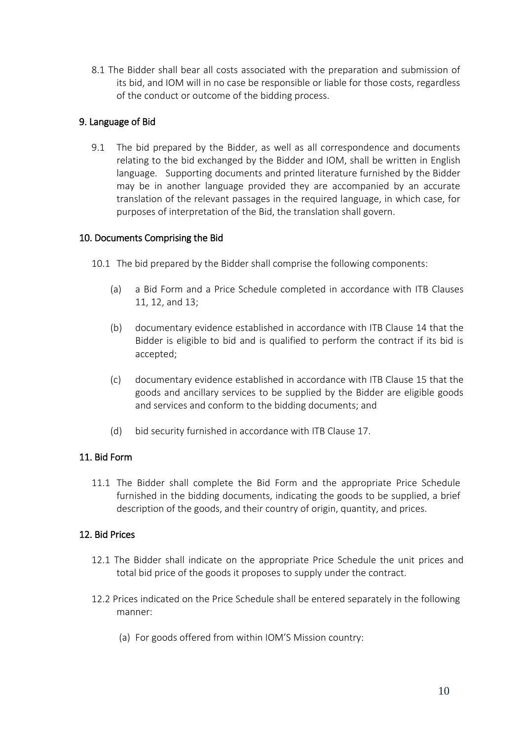8.1 The Bidder shall bear all costs associated with the preparation and submission of its bid, and IOM will in no case be responsible or liable for those costs, regardless of the conduct or outcome of the bidding process.

## 9. Language of Bid

9.1 The bid prepared by the Bidder, as well as all correspondence and documents relating to the bid exchanged by the Bidder and IOM, shall be written in English language. Supporting documents and printed literature furnished by the Bidder may be in another language provided they are accompanied by an accurate translation of the relevant passages in the required language, in which case, for purposes of interpretation of the Bid, the translation shall govern.

## 10. Documents Comprising the Bid

10.1 The bid prepared by the Bidder shall comprise the following components:

(a) a Bid Form and a Price Schedule completed in accordance with ITB Clauses 11, 12, and 13;

(b) documentary evidence established in accordance with ITB Clause 14 that the Bidder is eligible to bid and is qualified to perform the contract if its bid is accepted;

(c) documentary evidence established in accordance with ITB Clause 15 that the goods and ancillary services to be supplied by the Bidder are eligible goods and services and conform to the bidding documents; and

(d) bid security furnished in accordance with ITB Clause 17.

## 11. Bid Form

11.1 The Bidder shall complete the Bid Form and the appropriate Price Schedule furnished in the bidding documents, indicating the goods to be supplied, a brief description of the goods, and their country of origin, quantity, and prices.

## 12. Bid Prices

12.1 The Bidder shall indicate on the appropriate Price Schedule the unit prices and total bid price of the goods it proposes to supply under the contract.

12.2 Prices indicated on the Price Schedule shall be entered separately in the following manner:

(a) For goods offered from within IOM'S Mission country: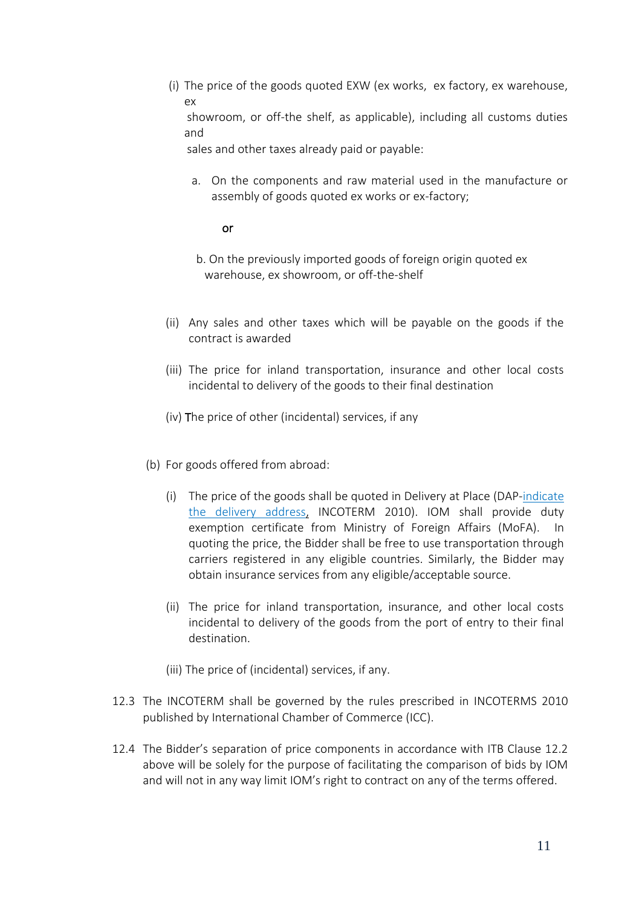(i) The price of the goods quoted EXW (ex works, ex factory, ex warehouse, ex showroom, or off-the shelf, as applicable), including all customs duties and sales and other taxes already paid or payable:

   a. On the components and raw material used in the manufacture or assembly of goods quoted ex works or ex-factory;

   **or**

   b. On the previously imported goods of foreign origin quoted ex warehouse, ex showroom, or off-the-shelf

(ii) Any sales and other taxes which will be payable on the goods if the contract is awarded

(iii) The price for inland transportation, insurance and other local costs incidental to delivery of the goods to their final destination

(iv) The price of other (incidental) services, if any

(b) For goods offered from abroad:

   (i) The price of the goods shall be quoted in Delivery at Place (DAP-indicate the delivery address, INCOTERM 2010). IOM shall provide duty exemption certificate from Ministry of Foreign Affairs (MoFA). In quoting the price, the Bidder shall be free to use transportation through carriers registered in any eligible countries. Similarly, the Bidder may obtain insurance services from any eligible/acceptable source.

   (ii) The price for inland transportation, insurance, and other local costs incidental to delivery of the goods from the port of entry to their final destination.

   (iii) The price of (incidental) services, if any.

12.3 The INCOTERM shall be governed by the rules prescribed in INCOTERMS 2010 published by International Chamber of Commerce (ICC).

12.4 The Bidder's separation of price components in accordance with ITB Clause 12.2 above will be solely for the purpose of facilitating the comparison of bids by IOM and will not in any way limit IOM's right to contract on any of the terms offered.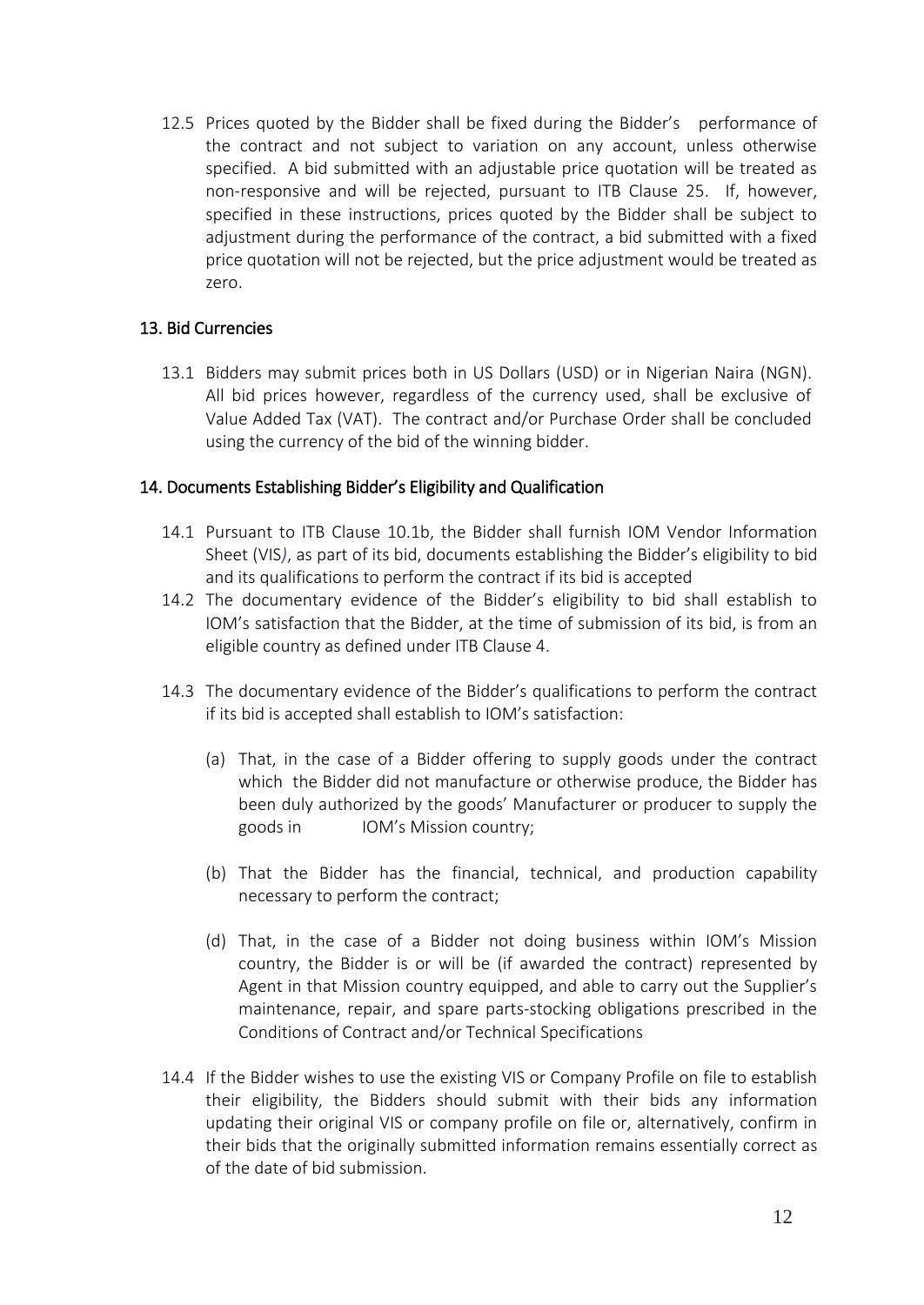12.5 Prices quoted by the Bidder shall be fixed during the Bidder's performance of the contract and not subject to variation on any account, unless otherwise specified. A bid submitted with an adjustable price quotation will be treated as non-responsive and will be rejected, pursuant to ITB Clause 25. If, however, specified in these instructions, prices quoted by the Bidder shall be subject to adjustment during the performance of the contract, a bid submitted with a fixed price quotation will not be rejected, but the price adjustment would be treated as zero.

## 13. Bid Currencies

13.1 Bidders may submit prices both in US Dollars (USD) or in Nigerian Naira (NGN). All bid prices however, regardless of the currency used, shall be exclusive of Value Added Tax (VAT). The contract and/or Purchase Order shall be concluded using the currency of the bid of the winning bidder.

## 14. Documents Establishing Bidder's Eligibility and Qualification

14.1 Pursuant to ITB Clause 10.1b, the Bidder shall furnish IOM Vendor Information Sheet (VIS*)*, as part of its bid, documents establishing the Bidder's eligibility to bid and its qualifications to perform the contract if its bid is accepted

14.2 The documentary evidence of the Bidder's eligibility to bid shall establish to IOM's satisfaction that the Bidder, at the time of submission of its bid, is from an eligible country as defined under ITB Clause 4.

14.3 The documentary evidence of the Bidder's qualifications to perform the contract if its bid is accepted shall establish to IOM's satisfaction:

(a) That, in the case of a Bidder offering to supply goods under the contract which the Bidder did not manufacture or otherwise produce, the Bidder has been duly authorized by the goods' Manufacturer or producer to supply the goods in IOM's Mission country;

(b) That the Bidder has the financial, technical, and production capability necessary to perform the contract;

(d) That, in the case of a Bidder not doing business within IOM's Mission country, the Bidder is or will be (if awarded the contract) represented by Agent in that Mission country equipped, and able to carry out the Supplier's maintenance, repair, and spare parts-stocking obligations prescribed in the Conditions of Contract and/or Technical Specifications

14.4 If the Bidder wishes to use the existing VIS or Company Profile on file to establish their eligibility, the Bidders should submit with their bids any information updating their original VIS or company profile on file or, alternatively, confirm in their bids that the originally submitted information remains essentially correct as of the date of bid submission.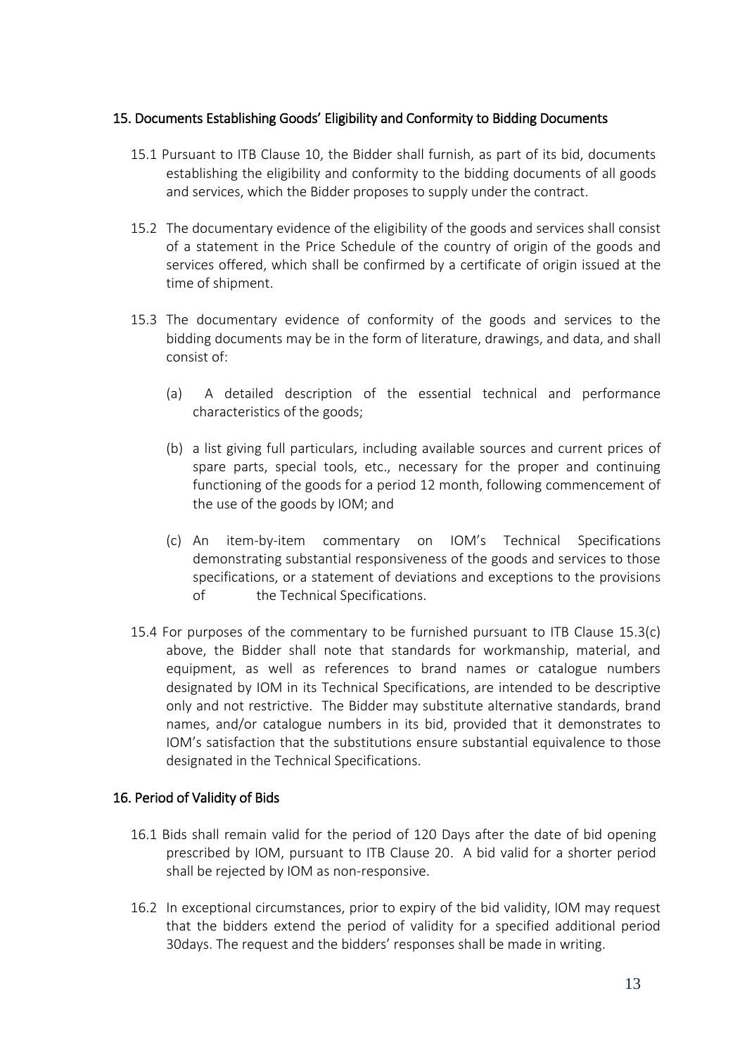### 15. Documents Establishing Goods' Eligibility and Conformity to Bidding Documents

15.1 Pursuant to ITB Clause 10, the Bidder shall furnish, as part of its bid, documents establishing the eligibility and conformity to the bidding documents of all goods and services, which the Bidder proposes to supply under the contract.

15.2 The documentary evidence of the eligibility of the goods and services shall consist of a statement in the Price Schedule of the country of origin of the goods and services offered, which shall be confirmed by a certificate of origin issued at the time of shipment.

15.3 The documentary evidence of conformity of the goods and services to the bidding documents may be in the form of literature, drawings, and data, and shall consist of:

(a) A detailed description of the essential technical and performance characteristics of the goods;

(b) a list giving full particulars, including available sources and current prices of spare parts, special tools, etc., necessary for the proper and continuing functioning of the goods for a period 12 month, following commencement of the use of the goods by IOM; and

(c) An item-by-item commentary on IOM's Technical Specifications demonstrating substantial responsiveness of the goods and services to those specifications, or a statement of deviations and exceptions to the provisions of the Technical Specifications.

15.4 For purposes of the commentary to be furnished pursuant to ITB Clause 15.3(c) above, the Bidder shall note that standards for workmanship, material, and equipment, as well as references to brand names or catalogue numbers designated by IOM in its Technical Specifications, are intended to be descriptive only and not restrictive. The Bidder may substitute alternative standards, brand names, and/or catalogue numbers in its bid, provided that it demonstrates to IOM's satisfaction that the substitutions ensure substantial equivalence to those designated in the Technical Specifications.

### 16. Period of Validity of Bids

16.1 Bids shall remain valid for the period of 120 Days after the date of bid opening prescribed by IOM, pursuant to ITB Clause 20. A bid valid for a shorter period shall be rejected by IOM as non-responsive.

16.2 In exceptional circumstances, prior to expiry of the bid validity, IOM may request that the bidders extend the period of validity for a specified additional period 30days. The request and the bidders' responses shall be made in writing.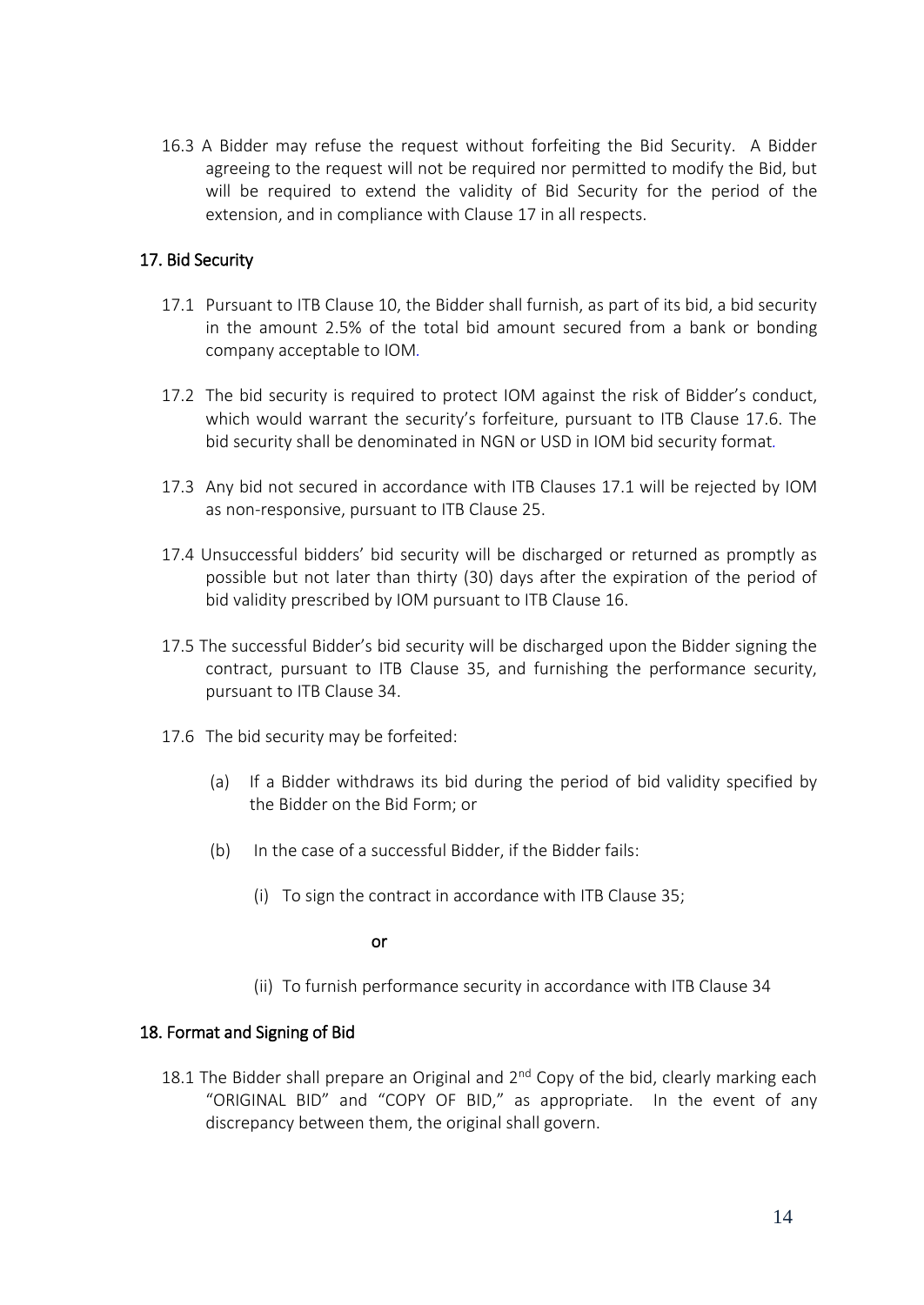16.3 A Bidder may refuse the request without forfeiting the Bid Security. A Bidder agreeing to the request will not be required nor permitted to modify the Bid, but will be required to extend the validity of Bid Security for the period of the extension, and in compliance with Clause 17 in all respects.

## 17. Bid Security

17.1 Pursuant to ITB Clause 10, the Bidder shall furnish, as part of its bid, a bid security in the amount 2.5% of the total bid amount secured from a bank or bonding company acceptable to IOM.

17.2 The bid security is required to protect IOM against the risk of Bidder's conduct, which would warrant the security's forfeiture, pursuant to ITB Clause 17.6. The bid security shall be denominated in NGN or USD in IOM bid security format.

17.3 Any bid not secured in accordance with ITB Clauses 17.1 will be rejected by IOM as non-responsive, pursuant to ITB Clause 25.

17.4 Unsuccessful bidders' bid security will be discharged or returned as promptly as possible but not later than thirty (30) days after the expiration of the period of bid validity prescribed by IOM pursuant to ITB Clause 16.

17.5 The successful Bidder's bid security will be discharged upon the Bidder signing the contract, pursuant to ITB Clause 35, and furnishing the performance security, pursuant to ITB Clause 34.

17.6 The bid security may be forfeited:

(a) If a Bidder withdraws its bid during the period of bid validity specified by the Bidder on the Bid Form; or

(b) In the case of a successful Bidder, if the Bidder fails:

(i) To sign the contract in accordance with ITB Clause 35;

**or**

(ii) To furnish performance security in accordance with ITB Clause 34

## 18. Format and Signing of Bid

18.1 The Bidder shall prepare an Original and 2nd Copy of the bid, clearly marking each "ORIGINAL BID" and "COPY OF BID," as appropriate. In the event of any discrepancy between them, the original shall govern.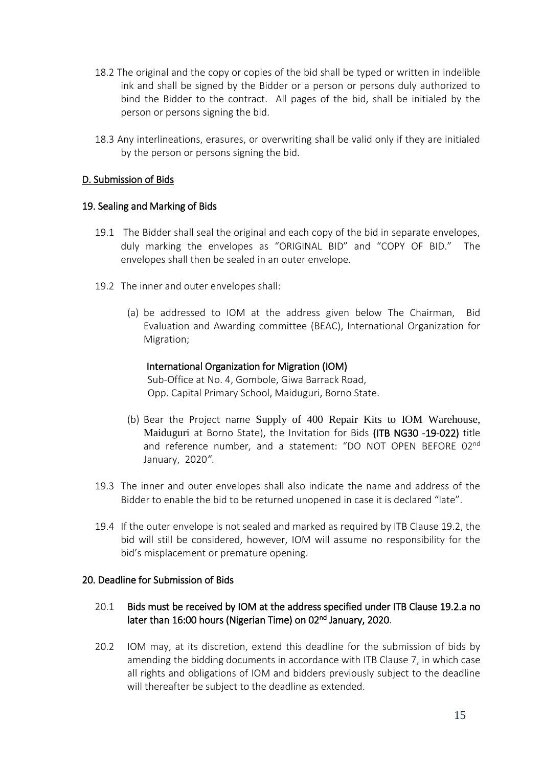18.2 The original and the copy or copies of the bid shall be typed or written in indelible ink and shall be signed by the Bidder or a person or persons duly authorized to bind the Bidder to the contract. All pages of the bid, shall be initialed by the person or persons signing the bid.

18.3 Any interlineations, erasures, or overwriting shall be valid only if they are initialed by the person or persons signing the bid.

## D. Submission of Bids

### 19. Sealing and Marking of Bids

19.1 The Bidder shall seal the original and each copy of the bid in separate envelopes, duly marking the envelopes as "ORIGINAL BID" and "COPY OF BID." The envelopes shall then be sealed in an outer envelope.

19.2 The inner and outer envelopes shall:

(a) be addressed to IOM at the address given below The Chairman, Bid Evaluation and Awarding committee (BEAC), International Organization for Migration;

**International Organization for Migration (IOM)**
Sub-Office at No. 4, Gombole, Giwa Barrack Road,
Opp. Capital Primary School, Maiduguri, Borno State.

(b) Bear the Project name Supply of 400 Repair Kits to IOM Warehouse, Maiduguri at Borno State), the Invitation for Bids **(ITB NG30 -19-022)** title and reference number, and a statement: "DO NOT OPEN BEFORE 02nd January, 2020".

19.3 The inner and outer envelopes shall also indicate the name and address of the Bidder to enable the bid to be returned unopened in case it is declared "late".

19.4 If the outer envelope is not sealed and marked as required by ITB Clause 19.2, the bid will still be considered, however, IOM will assume no responsibility for the bid's misplacement or premature opening.

### 20. Deadline for Submission of Bids

20.1 **Bids must be received by IOM at the address specified under ITB Clause 19.2.a no later than 16:00 hours (Nigerian Time) on 02nd January, 2020**.

20.2 IOM may, at its discretion, extend this deadline for the submission of bids by amending the bidding documents in accordance with ITB Clause 7, in which case all rights and obligations of IOM and bidders previously subject to the deadline will thereafter be subject to the deadline as extended.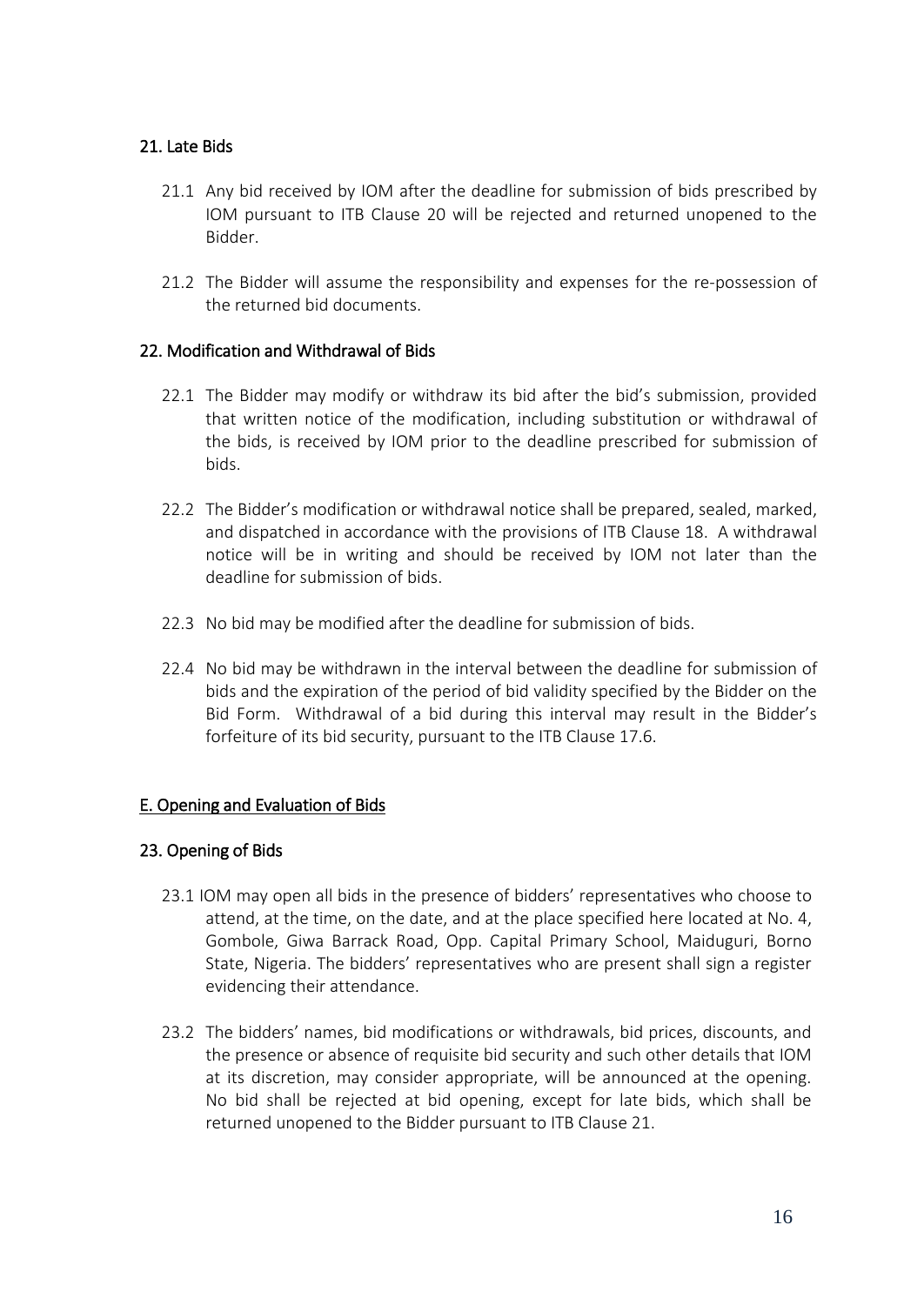### 21. Late Bids

21.1 Any bid received by IOM after the deadline for submission of bids prescribed by IOM pursuant to ITB Clause 20 will be rejected and returned unopened to the Bidder.

21.2 The Bidder will assume the responsibility and expenses for the re-possession of the returned bid documents.

### 22. Modification and Withdrawal of Bids

22.1 The Bidder may modify or withdraw its bid after the bid's submission, provided that written notice of the modification, including substitution or withdrawal of the bids, is received by IOM prior to the deadline prescribed for submission of bids.

22.2 The Bidder's modification or withdrawal notice shall be prepared, sealed, marked, and dispatched in accordance with the provisions of ITB Clause 18. A withdrawal notice will be in writing and should be received by IOM not later than the deadline for submission of bids.

22.3 No bid may be modified after the deadline for submission of bids.

22.4 No bid may be withdrawn in the interval between the deadline for submission of bids and the expiration of the period of bid validity specified by the Bidder on the Bid Form. Withdrawal of a bid during this interval may result in the Bidder's forfeiture of its bid security, pursuant to the ITB Clause 17.6.

## E. Opening and Evaluation of Bids

### 23. Opening of Bids

23.1 IOM may open all bids in the presence of bidders' representatives who choose to attend, at the time, on the date, and at the place specified here located at No. 4, Gombole, Giwa Barrack Road, Opp. Capital Primary School, Maiduguri, Borno State, Nigeria. The bidders' representatives who are present shall sign a register evidencing their attendance.

23.2 The bidders' names, bid modifications or withdrawals, bid prices, discounts, and the presence or absence of requisite bid security and such other details that IOM at its discretion, may consider appropriate, will be announced at the opening. No bid shall be rejected at bid opening, except for late bids, which shall be returned unopened to the Bidder pursuant to ITB Clause 21.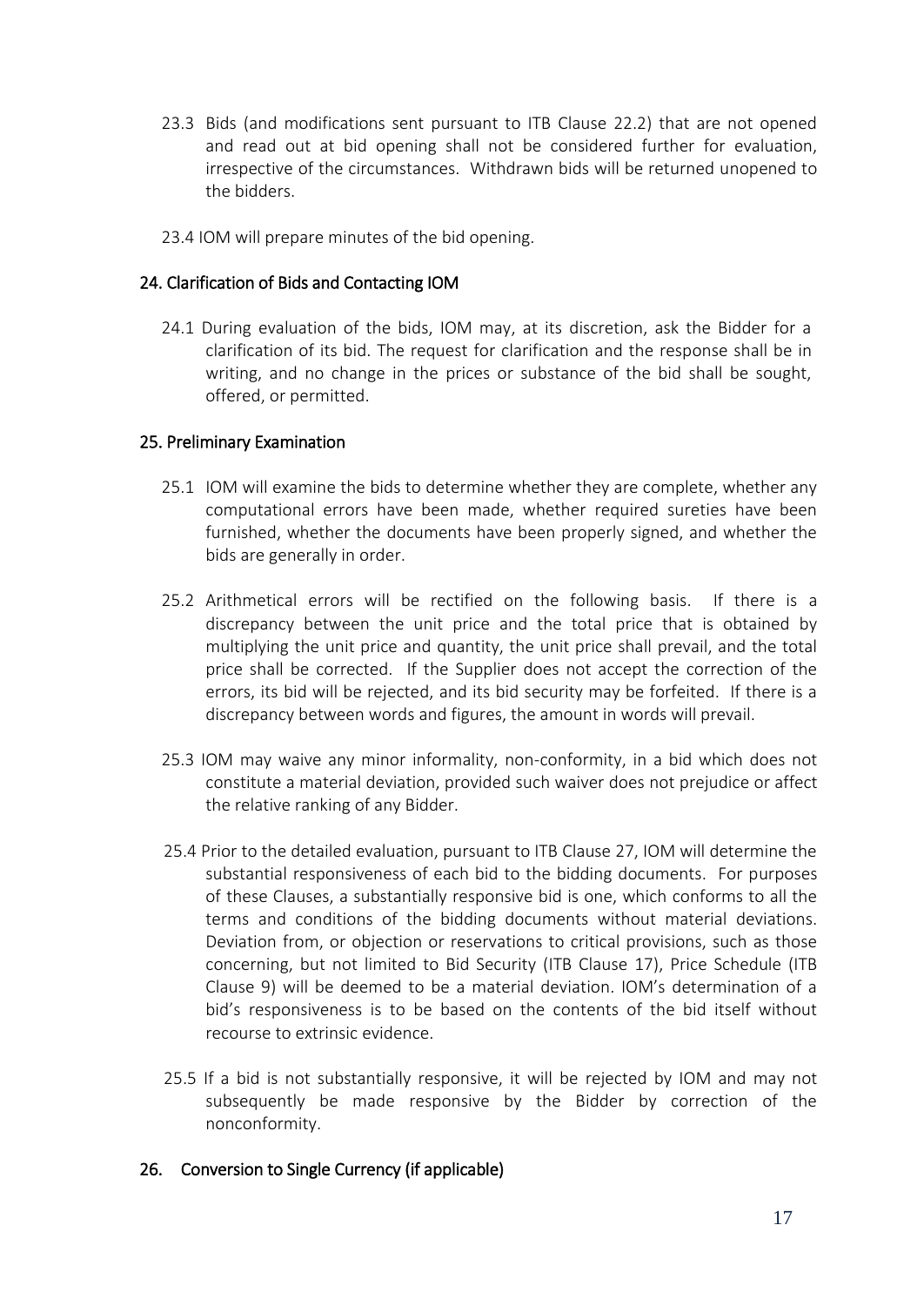23.3 Bids (and modifications sent pursuant to ITB Clause 22.2) that are not opened and read out at bid opening shall not be considered further for evaluation, irrespective of the circumstances. Withdrawn bids will be returned unopened to the bidders.

23.4 IOM will prepare minutes of the bid opening.

## 24. Clarification of Bids and Contacting IOM

24.1 During evaluation of the bids, IOM may, at its discretion, ask the Bidder for a clarification of its bid. The request for clarification and the response shall be in writing, and no change in the prices or substance of the bid shall be sought, offered, or permitted.

## 25. Preliminary Examination

25.1 IOM will examine the bids to determine whether they are complete, whether any computational errors have been made, whether required sureties have been furnished, whether the documents have been properly signed, and whether the bids are generally in order.

25.2 Arithmetical errors will be rectified on the following basis. If there is a discrepancy between the unit price and the total price that is obtained by multiplying the unit price and quantity, the unit price shall prevail, and the total price shall be corrected. If the Supplier does not accept the correction of the errors, its bid will be rejected, and its bid security may be forfeited. If there is a discrepancy between words and figures, the amount in words will prevail.

25.3 IOM may waive any minor informality, non-conformity, in a bid which does not constitute a material deviation, provided such waiver does not prejudice or affect the relative ranking of any Bidder.

25.4 Prior to the detailed evaluation, pursuant to ITB Clause 27, IOM will determine the substantial responsiveness of each bid to the bidding documents. For purposes of these Clauses, a substantially responsive bid is one, which conforms to all the terms and conditions of the bidding documents without material deviations. Deviation from, or objection or reservations to critical provisions, such as those concerning, but not limited to Bid Security (ITB Clause 17), Price Schedule (ITB Clause 9) will be deemed to be a material deviation. IOM's determination of a bid's responsiveness is to be based on the contents of the bid itself without recourse to extrinsic evidence.

25.5 If a bid is not substantially responsive, it will be rejected by IOM and may not subsequently be made responsive by the Bidder by correction of the nonconformity.

## 26. Conversion to Single Currency (if applicable)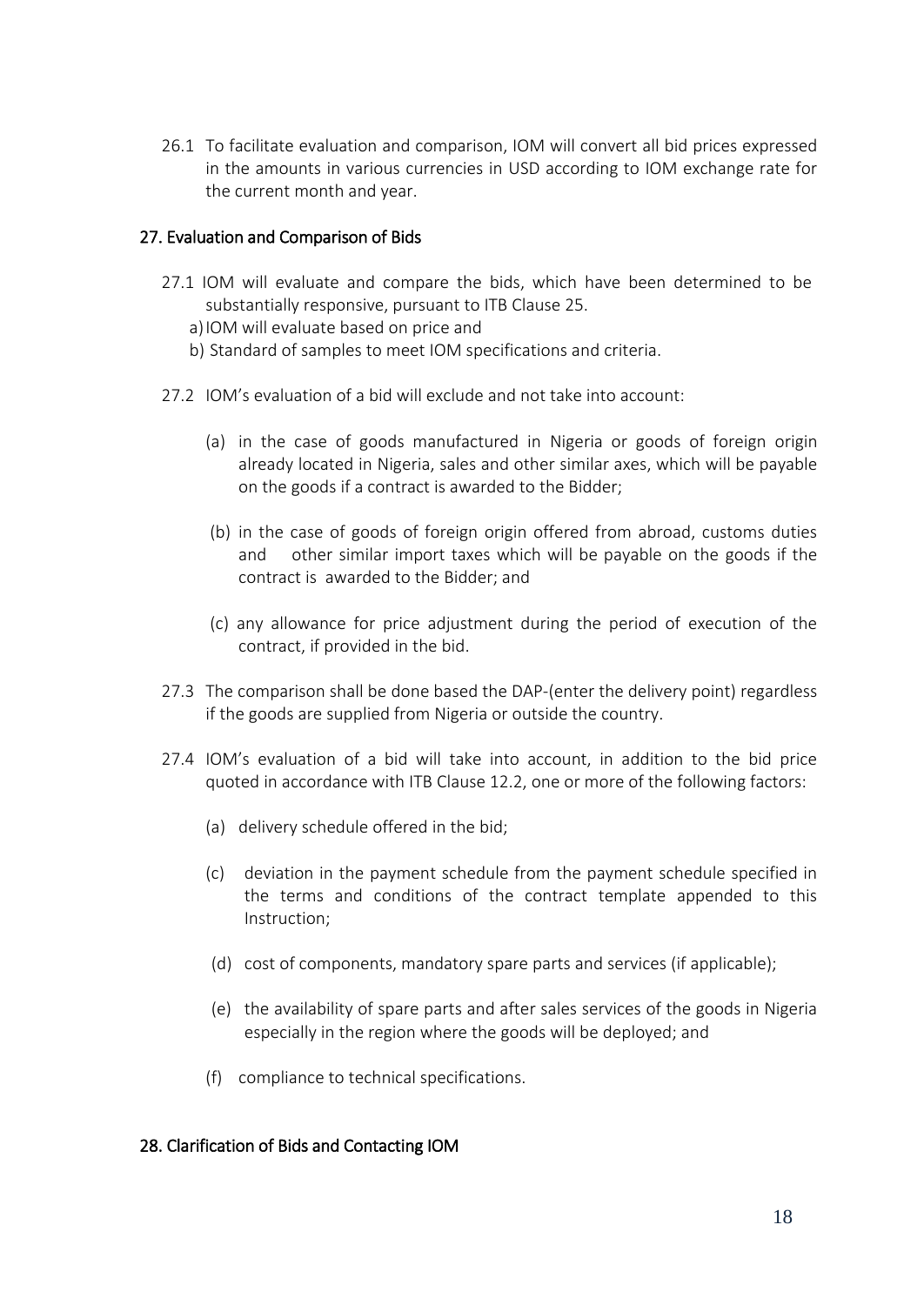26.1 To facilitate evaluation and comparison, IOM will convert all bid prices expressed in the amounts in various currencies in USD according to IOM exchange rate for the current month and year.

## 27. Evaluation and Comparison of Bids

27.1 IOM will evaluate and compare the bids, which have been determined to be substantially responsive, pursuant to ITB Clause 25.

a) IOM will evaluate based on price and

b) Standard of samples to meet IOM specifications and criteria.

27.2 IOM's evaluation of a bid will exclude and not take into account:

(a) in the case of goods manufactured in Nigeria or goods of foreign origin already located in Nigeria, sales and other similar axes, which will be payable on the goods if a contract is awarded to the Bidder;

(b) in the case of goods of foreign origin offered from abroad, customs duties and other similar import taxes which will be payable on the goods if the contract is awarded to the Bidder; and

(c) any allowance for price adjustment during the period of execution of the contract, if provided in the bid.

27.3 The comparison shall be done based the DAP-(enter the delivery point) regardless if the goods are supplied from Nigeria or outside the country.

27.4 IOM's evaluation of a bid will take into account, in addition to the bid price quoted in accordance with ITB Clause 12.2, one or more of the following factors:

(a) delivery schedule offered in the bid;

(c) deviation in the payment schedule from the payment schedule specified in the terms and conditions of the contract template appended to this Instruction;

(d) cost of components, mandatory spare parts and services (if applicable);

(e) the availability of spare parts and after sales services of the goods in Nigeria especially in the region where the goods will be deployed; and

(f) compliance to technical specifications.

## 28. Clarification of Bids and Contacting IOM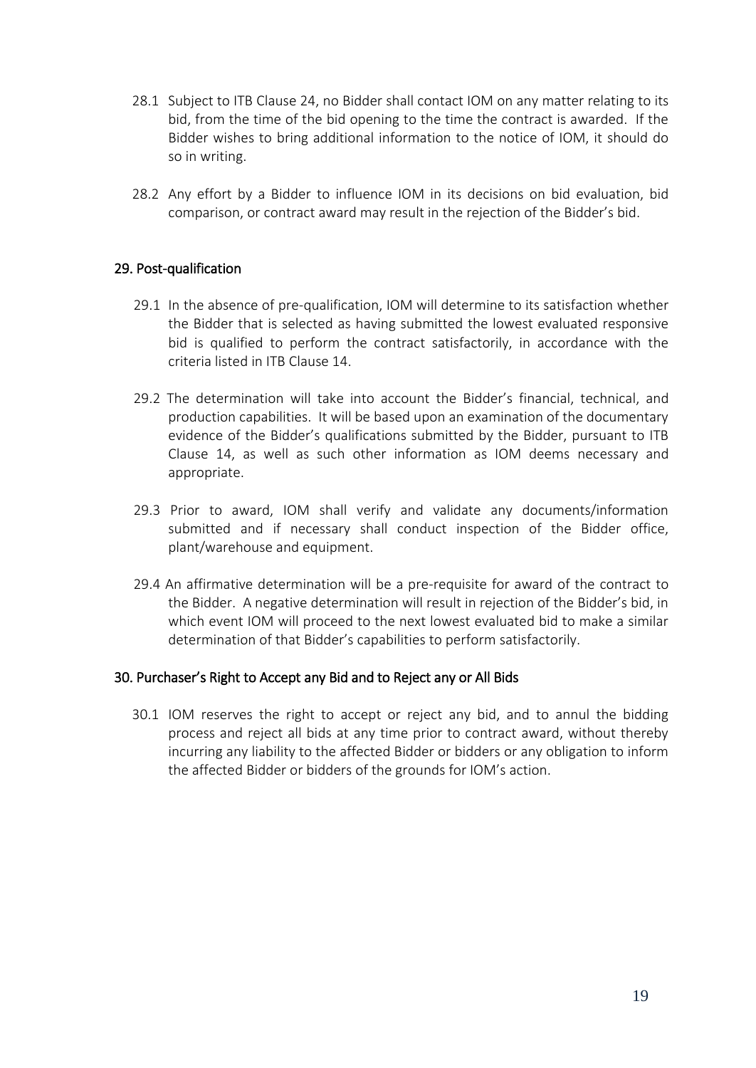28.1 Subject to ITB Clause 24, no Bidder shall contact IOM on any matter relating to its bid, from the time of the bid opening to the time the contract is awarded. If the Bidder wishes to bring additional information to the notice of IOM, it should do so in writing.

28.2 Any effort by a Bidder to influence IOM in its decisions on bid evaluation, bid comparison, or contract award may result in the rejection of the Bidder's bid.

## 29. Post-qualification

29.1 In the absence of pre-qualification, IOM will determine to its satisfaction whether the Bidder that is selected as having submitted the lowest evaluated responsive bid is qualified to perform the contract satisfactorily, in accordance with the criteria listed in ITB Clause 14.

29.2 The determination will take into account the Bidder's financial, technical, and production capabilities. It will be based upon an examination of the documentary evidence of the Bidder's qualifications submitted by the Bidder, pursuant to ITB Clause 14, as well as such other information as IOM deems necessary and appropriate.

29.3 Prior to award, IOM shall verify and validate any documents/information submitted and if necessary shall conduct inspection of the Bidder office, plant/warehouse and equipment.

29.4 An affirmative determination will be a pre-requisite for award of the contract to the Bidder. A negative determination will result in rejection of the Bidder's bid, in which event IOM will proceed to the next lowest evaluated bid to make a similar determination of that Bidder's capabilities to perform satisfactorily.

## 30. Purchaser's Right to Accept any Bid and to Reject any or All Bids

30.1 IOM reserves the right to accept or reject any bid, and to annul the bidding process and reject all bids at any time prior to contract award, without thereby incurring any liability to the affected Bidder or bidders or any obligation to inform the affected Bidder or bidders of the grounds for IOM's action.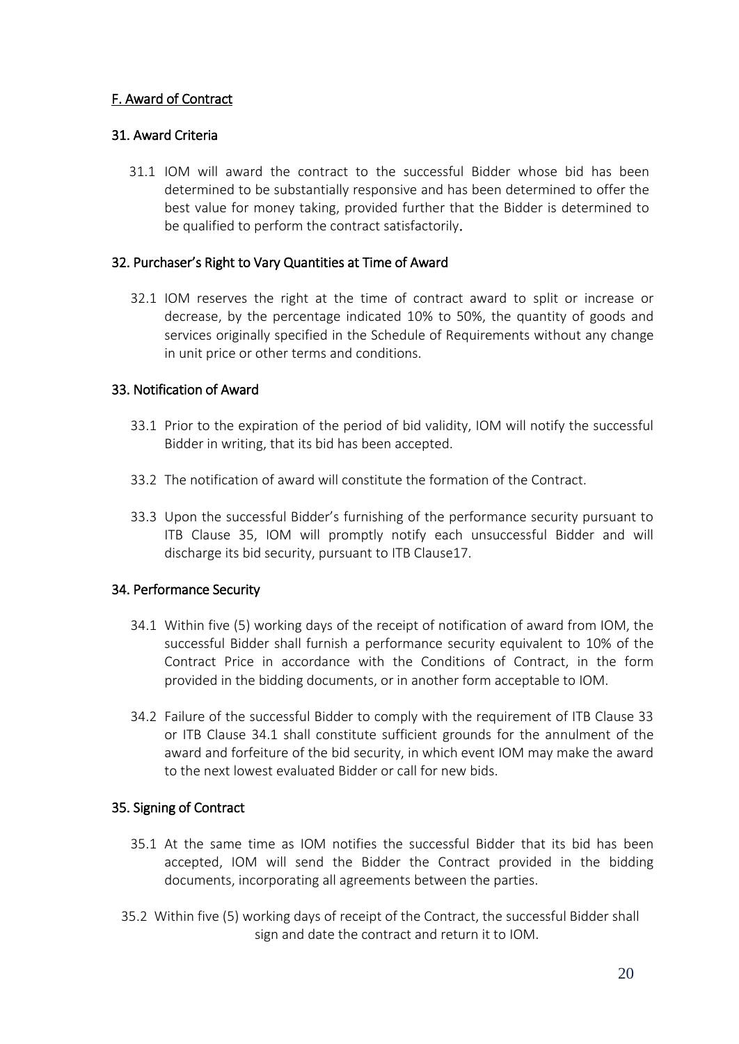## F. Award of Contract

### 31. Award Criteria

31.1 IOM will award the contract to the successful Bidder whose bid has been determined to be substantially responsive and has been determined to offer the best value for money taking, provided further that the Bidder is determined to be qualified to perform the contract satisfactorily.

### 32. Purchaser's Right to Vary Quantities at Time of Award

32.1 IOM reserves the right at the time of contract award to split or increase or decrease, by the percentage indicated 10% to 50%, the quantity of goods and services originally specified in the Schedule of Requirements without any change in unit price or other terms and conditions.

### 33. Notification of Award

33.1 Prior to the expiration of the period of bid validity, IOM will notify the successful Bidder in writing, that its bid has been accepted.

33.2 The notification of award will constitute the formation of the Contract.

33.3 Upon the successful Bidder's furnishing of the performance security pursuant to ITB Clause 35, IOM will promptly notify each unsuccessful Bidder and will discharge its bid security, pursuant to ITB Clause17.

### 34. Performance Security

34.1 Within five (5) working days of the receipt of notification of award from IOM, the successful Bidder shall furnish a performance security equivalent to 10% of the Contract Price in accordance with the Conditions of Contract, in the form provided in the bidding documents, or in another form acceptable to IOM.

34.2 Failure of the successful Bidder to comply with the requirement of ITB Clause 33 or ITB Clause 34.1 shall constitute sufficient grounds for the annulment of the award and forfeiture of the bid security, in which event IOM may make the award to the next lowest evaluated Bidder or call for new bids.

### 35. Signing of Contract

35.1 At the same time as IOM notifies the successful Bidder that its bid has been accepted, IOM will send the Bidder the Contract provided in the bidding documents, incorporating all agreements between the parties.

35.2 Within five (5) working days of receipt of the Contract, the successful Bidder shall sign and date the contract and return it to IOM.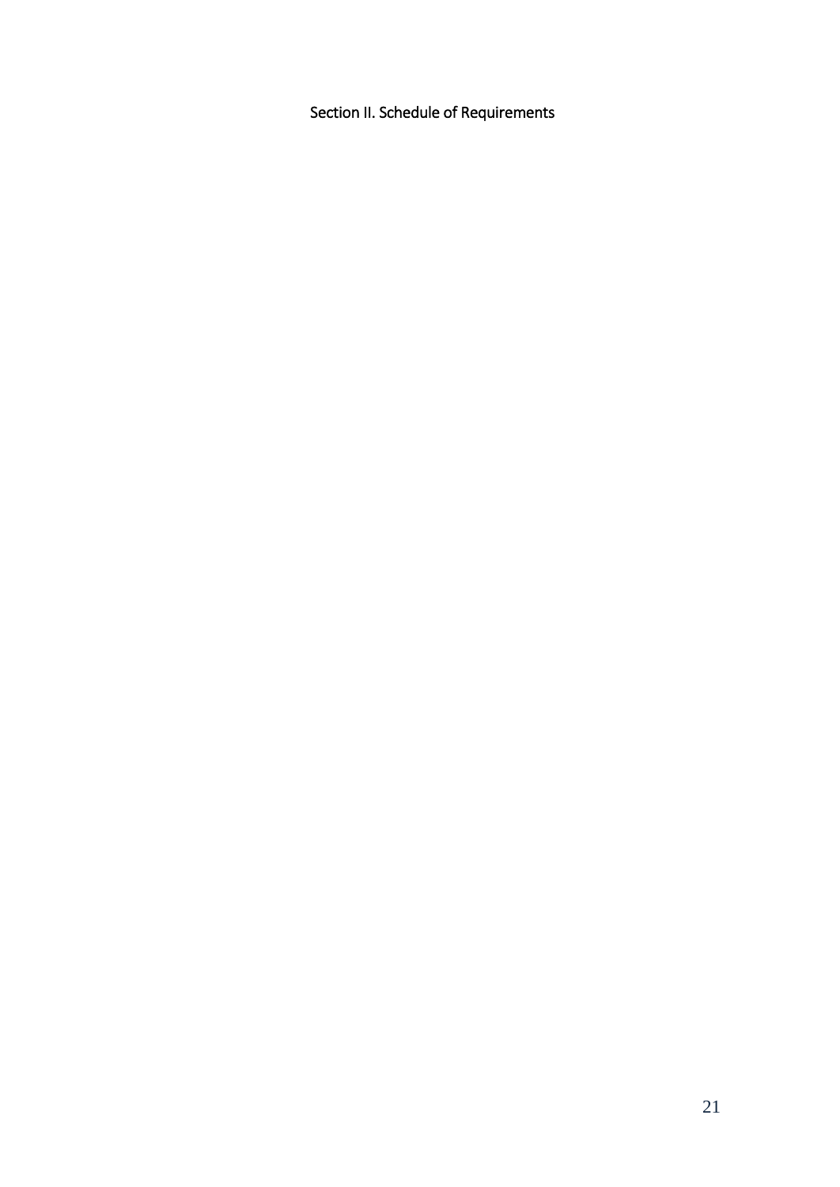# Section II. Schedule of Requirements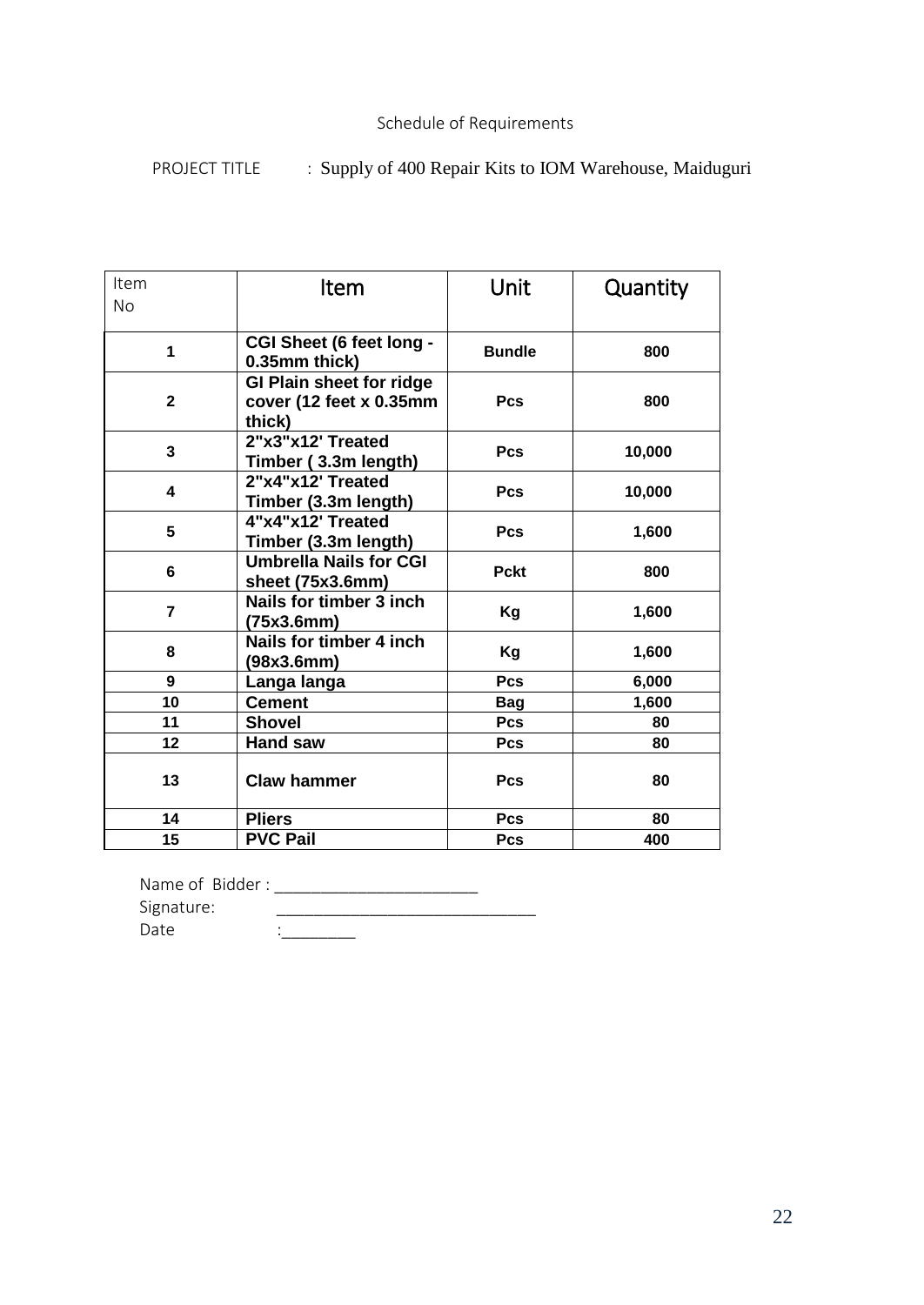Schedule of Requirements

PROJECT TITLE : Supply of 400 Repair Kits to IOM Warehouse, Maiduguri

| Item No | Item | Unit | Quantity |
|---|---|---|---|
| 1 | **CGI Sheet (6 feet long - 0.35mm thick)** | **Bundle** | **800** |
| 2 | **GI Plain sheet for ridge cover (12 feet x 0.35mm thick)** | **Pcs** | **800** |
| 3 | **2"x3"x12' Treated Timber ( 3.3m length)** | **Pcs** | **10,000** |
| 4 | **2"x4"x12' Treated Timber (3.3m length)** | **Pcs** | **10,000** |
| 5 | **4"x4"x12' Treated Timber (3.3m length)** | **Pcs** | **1,600** |
| 6 | **Umbrella Nails for CGI sheet (75x3.6mm)** | **Pckt** | **800** |
| 7 | **Nails for timber 3 inch (75x3.6mm)** | **Kg** | **1,600** |
| 8 | **Nails for timber 4 inch (98x3.6mm)** | **Kg** | **1,600** |
| 9 | **Langa langa** | **Pcs** | **6,000** |
| 10 | **Cement** | **Bag** | **1,600** |
| 11 | **Shovel** | **Pcs** | **80** |
| 12 | **Hand saw** | **Pcs** | **80** |
| 13 | **Claw hammer** | **Pcs** | **80** |
| 14 | **Pliers** | **Pcs** | **80** |
| 15 | **PVC Pail** | **Pcs** | **400** |

Name of Bidder : ______________________

Signature: ____________________________

Date :________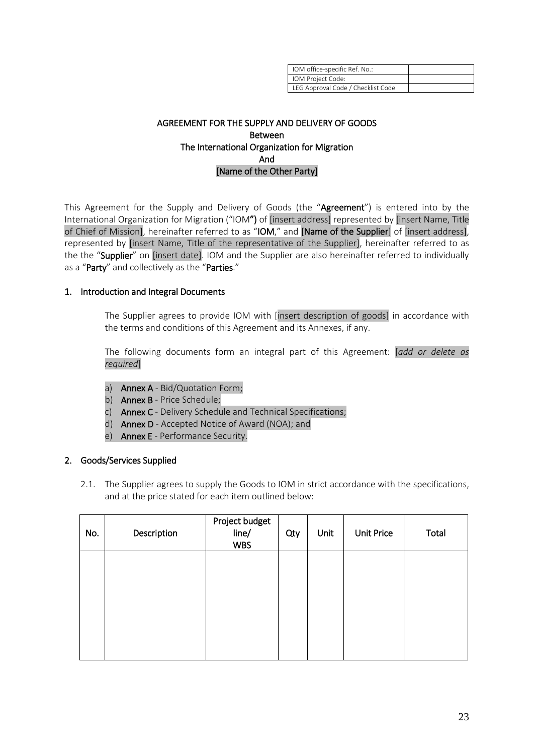| IOM office-specific Ref. No.: | |
|---|---|
| IOM Project Code: | |
| LEG Approval Code / Checklist Code | |

# AGREEMENT FOR THE SUPPLY AND DELIVERY OF GOODS
## Between
## The International Organization for Migration
## And
## [Name of the Other Party]

This Agreement for the Supply and Delivery of Goods (the "**Agreement**") is entered into by the International Organization for Migration ("IOM**")** of [insert address] represented by [insert Name, Title of Chief of Mission], hereinafter referred to as "**IOM**," and [**Name of the Supplier**] of [insert address], represented by [insert Name, Title of the representative of the Supplier], hereinafter referred to as the the "**Supplier**" on [insert date]. IOM and the Supplier are also hereinafter referred to individually as a "**Party**" and collectively as the "**Parties**."

## 1. Introduction and Integral Documents

The Supplier agrees to provide IOM with [insert description of goods] in accordance with the terms and conditions of this Agreement and its Annexes, if any.

The following documents form an integral part of this Agreement: [*add or delete as required*]

a) **Annex A** - Bid/Quotation Form;
b) **Annex B** - Price Schedule;
c) **Annex C** - Delivery Schedule and Technical Specifications;
d) **Annex D** - Accepted Notice of Award (NOA); and
e) **Annex E** - Performance Security.

## 2. Goods/Services Supplied

2.1. The Supplier agrees to supply the Goods to IOM in strict accordance with the specifications, and at the price stated for each item outlined below:

| No. | Description | Project budget line/ WBS | Qty | Unit | Unit Price | Total |
|---|---|---|---|---|---|---|
| | | | | | | |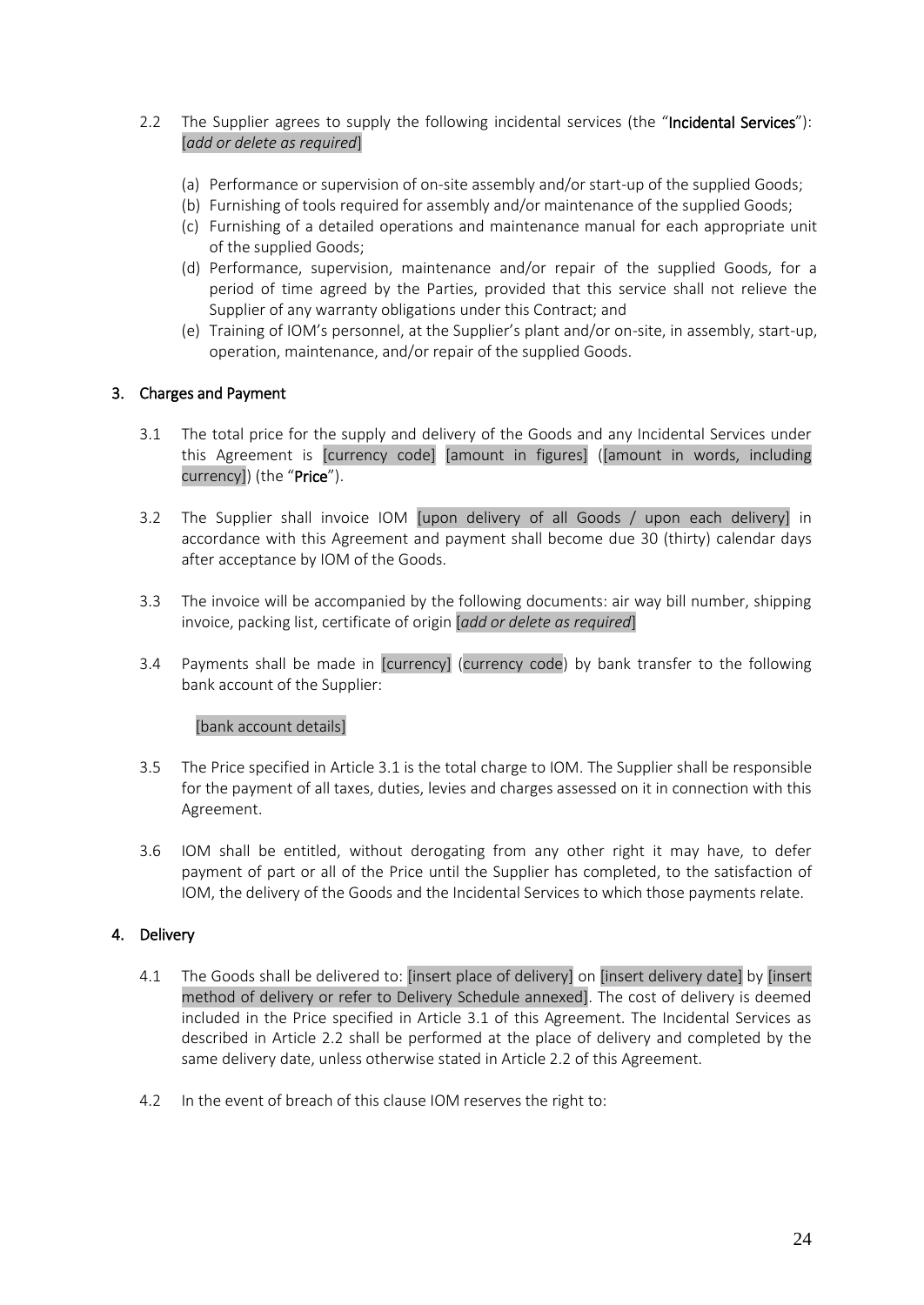2.2 The Supplier agrees to supply the following incidental services (the "**Incidental Services**"): [*add or delete as required*]

(a) Performance or supervision of on-site assembly and/or start-up of the supplied Goods;

(b) Furnishing of tools required for assembly and/or maintenance of the supplied Goods;

(c) Furnishing of a detailed operations and maintenance manual for each appropriate unit of the supplied Goods;

(d) Performance, supervision, maintenance and/or repair of the supplied Goods, for a period of time agreed by the Parties, provided that this service shall not relieve the Supplier of any warranty obligations under this Contract; and

(e) Training of IOM's personnel, at the Supplier's plant and/or on-site, in assembly, start-up, operation, maintenance, and/or repair of the supplied Goods.

## 3. Charges and Payment

3.1 The total price for the supply and delivery of the Goods and any Incidental Services under this Agreement is [currency code] [amount in figures] ([amount in words, including currency]) (the "**Price**").

3.2 The Supplier shall invoice IOM [upon delivery of all Goods / upon each delivery] in accordance with this Agreement and payment shall become due 30 (thirty) calendar days after acceptance by IOM of the Goods.

3.3 The invoice will be accompanied by the following documents: air way bill number, shipping invoice, packing list, certificate of origin [*add or delete as required*]

3.4 Payments shall be made in [currency] (currency code) by bank transfer to the following bank account of the Supplier:

[bank account details]

3.5 The Price specified in Article 3.1 is the total charge to IOM. The Supplier shall be responsible for the payment of all taxes, duties, levies and charges assessed on it in connection with this Agreement.

3.6 IOM shall be entitled, without derogating from any other right it may have, to defer payment of part or all of the Price until the Supplier has completed, to the satisfaction of IOM, the delivery of the Goods and the Incidental Services to which those payments relate.

## 4. Delivery

4.1 The Goods shall be delivered to: [insert place of delivery] on [insert delivery date] by [insert method of delivery or refer to Delivery Schedule annexed]. The cost of delivery is deemed included in the Price specified in Article 3.1 of this Agreement. The Incidental Services as described in Article 2.2 shall be performed at the place of delivery and completed by the same delivery date, unless otherwise stated in Article 2.2 of this Agreement.

4.2 In the event of breach of this clause IOM reserves the right to: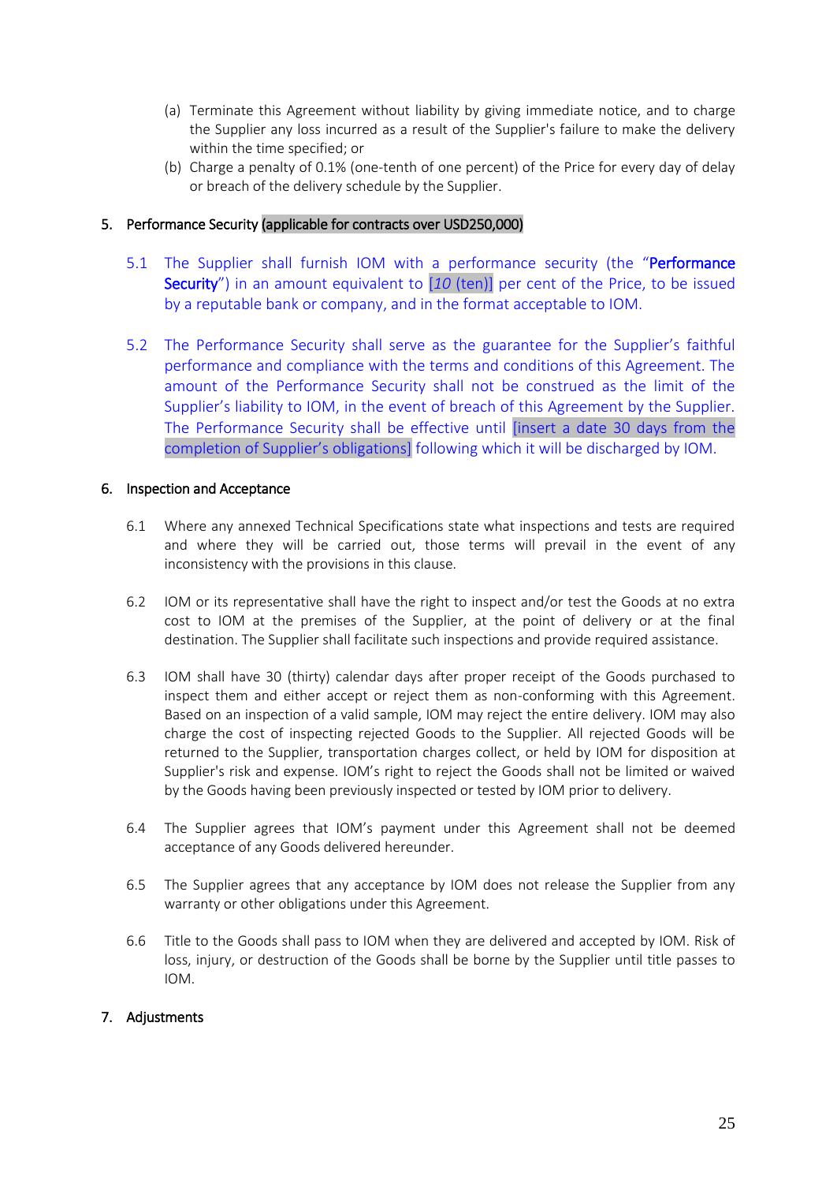(a) Terminate this Agreement without liability by giving immediate notice, and to charge the Supplier any loss incurred as a result of the Supplier's failure to make the delivery within the time specified; or

(b) Charge a penalty of 0.1% (one-tenth of one percent) of the Price for every day of delay or breach of the delivery schedule by the Supplier.

## 5. Performance Security (applicable for contracts over USD250,000)

5.1 The Supplier shall furnish IOM with a performance security (the "**Performance Security**") in an amount equivalent to [*10* (ten)] per cent of the Price, to be issued by a reputable bank or company, and in the format acceptable to IOM.

5.2 The Performance Security shall serve as the guarantee for the Supplier's faithful performance and compliance with the terms and conditions of this Agreement. The amount of the Performance Security shall not be construed as the limit of the Supplier's liability to IOM, in the event of breach of this Agreement by the Supplier. The Performance Security shall be effective until [insert a date 30 days from the completion of Supplier's obligations] following which it will be discharged by IOM.

## 6. Inspection and Acceptance

6.1 Where any annexed Technical Specifications state what inspections and tests are required and where they will be carried out, those terms will prevail in the event of any inconsistency with the provisions in this clause.

6.2 IOM or its representative shall have the right to inspect and/or test the Goods at no extra cost to IOM at the premises of the Supplier, at the point of delivery or at the final destination. The Supplier shall facilitate such inspections and provide required assistance.

6.3 IOM shall have 30 (thirty) calendar days after proper receipt of the Goods purchased to inspect them and either accept or reject them as non-conforming with this Agreement. Based on an inspection of a valid sample, IOM may reject the entire delivery. IOM may also charge the cost of inspecting rejected Goods to the Supplier. All rejected Goods will be returned to the Supplier, transportation charges collect, or held by IOM for disposition at Supplier's risk and expense. IOM's right to reject the Goods shall not be limited or waived by the Goods having been previously inspected or tested by IOM prior to delivery.

6.4 The Supplier agrees that IOM's payment under this Agreement shall not be deemed acceptance of any Goods delivered hereunder.

6.5 The Supplier agrees that any acceptance by IOM does not release the Supplier from any warranty or other obligations under this Agreement.

6.6 Title to the Goods shall pass to IOM when they are delivered and accepted by IOM. Risk of loss, injury, or destruction of the Goods shall be borne by the Supplier until title passes to IOM.

## 7. Adjustments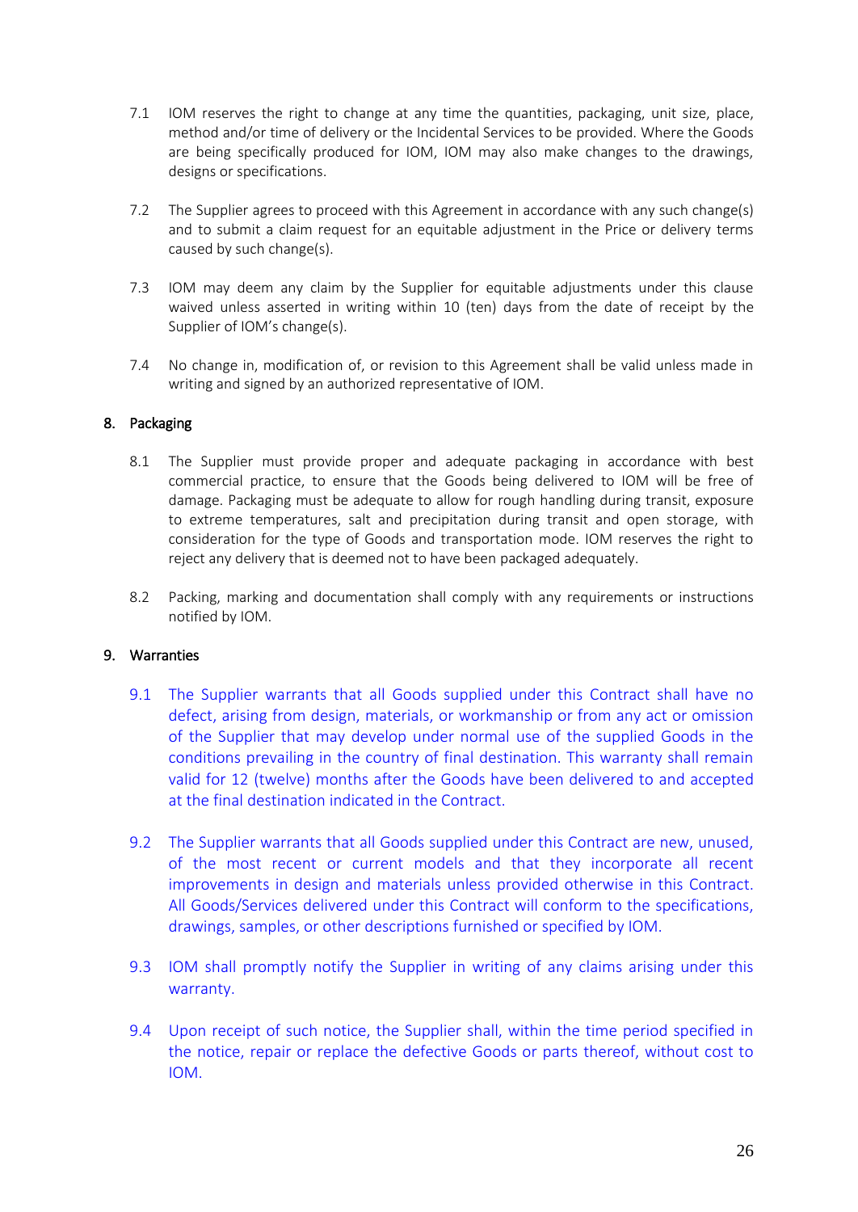7.1 IOM reserves the right to change at any time the quantities, packaging, unit size, place, method and/or time of delivery or the Incidental Services to be provided. Where the Goods are being specifically produced for IOM, IOM may also make changes to the drawings, designs or specifications.

7.2 The Supplier agrees to proceed with this Agreement in accordance with any such change(s) and to submit a claim request for an equitable adjustment in the Price or delivery terms caused by such change(s).

7.3 IOM may deem any claim by the Supplier for equitable adjustments under this clause waived unless asserted in writing within 10 (ten) days from the date of receipt by the Supplier of IOM's change(s).

7.4 No change in, modification of, or revision to this Agreement shall be valid unless made in writing and signed by an authorized representative of IOM.

## 8. Packaging

8.1 The Supplier must provide proper and adequate packaging in accordance with best commercial practice, to ensure that the Goods being delivered to IOM will be free of damage. Packaging must be adequate to allow for rough handling during transit, exposure to extreme temperatures, salt and precipitation during transit and open storage, with consideration for the type of Goods and transportation mode. IOM reserves the right to reject any delivery that is deemed not to have been packaged adequately.

8.2 Packing, marking and documentation shall comply with any requirements or instructions notified by IOM.

## 9. Warranties

9.1 The Supplier warrants that all Goods supplied under this Contract shall have no defect, arising from design, materials, or workmanship or from any act or omission of the Supplier that may develop under normal use of the supplied Goods in the conditions prevailing in the country of final destination. This warranty shall remain valid for 12 (twelve) months after the Goods have been delivered to and accepted at the final destination indicated in the Contract.

9.2 The Supplier warrants that all Goods supplied under this Contract are new, unused, of the most recent or current models and that they incorporate all recent improvements in design and materials unless provided otherwise in this Contract. All Goods/Services delivered under this Contract will conform to the specifications, drawings, samples, or other descriptions furnished or specified by IOM.

9.3 IOM shall promptly notify the Supplier in writing of any claims arising under this warranty.

9.4 Upon receipt of such notice, the Supplier shall, within the time period specified in the notice, repair or replace the defective Goods or parts thereof, without cost to IOM.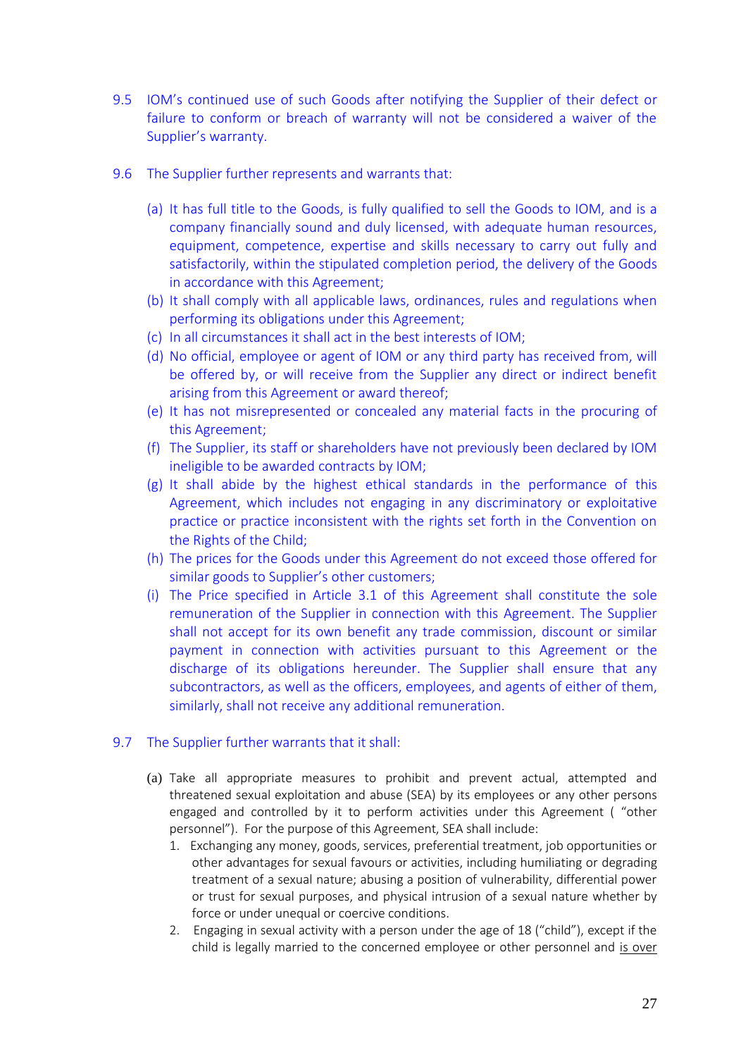9.5 IOM's continued use of such Goods after notifying the Supplier of their defect or failure to conform or breach of warranty will not be considered a waiver of the Supplier's warranty.

9.6 The Supplier further represents and warrants that:

(a) It has full title to the Goods, is fully qualified to sell the Goods to IOM, and is a company financially sound and duly licensed, with adequate human resources, equipment, competence, expertise and skills necessary to carry out fully and satisfactorily, within the stipulated completion period, the delivery of the Goods in accordance with this Agreement;

(b) It shall comply with all applicable laws, ordinances, rules and regulations when performing its obligations under this Agreement;

(c) In all circumstances it shall act in the best interests of IOM;

(d) No official, employee or agent of IOM or any third party has received from, will be offered by, or will receive from the Supplier any direct or indirect benefit arising from this Agreement or award thereof;

(e) It has not misrepresented or concealed any material facts in the procuring of this Agreement;

(f) The Supplier, its staff or shareholders have not previously been declared by IOM ineligible to be awarded contracts by IOM;

(g) It shall abide by the highest ethical standards in the performance of this Agreement, which includes not engaging in any discriminatory or exploitative practice or practice inconsistent with the rights set forth in the Convention on the Rights of the Child;

(h) The prices for the Goods under this Agreement do not exceed those offered for similar goods to Supplier's other customers;

(i) The Price specified in Article 3.1 of this Agreement shall constitute the sole remuneration of the Supplier in connection with this Agreement. The Supplier shall not accept for its own benefit any trade commission, discount or similar payment in connection with activities pursuant to this Agreement or the discharge of its obligations hereunder. The Supplier shall ensure that any subcontractors, as well as the officers, employees, and agents of either of them, similarly, shall not receive any additional remuneration.

9.7 The Supplier further warrants that it shall:

(a) Take all appropriate measures to prohibit and prevent actual, attempted and threatened sexual exploitation and abuse (SEA) by its employees or any other persons engaged and controlled by it to perform activities under this Agreement ( "other personnel"). For the purpose of this Agreement, SEA shall include:

1. Exchanging any money, goods, services, preferential treatment, job opportunities or other advantages for sexual favours or activities, including humiliating or degrading treatment of a sexual nature; abusing a position of vulnerability, differential power or trust for sexual purposes, and physical intrusion of a sexual nature whether by force or under unequal or coercive conditions.
2. Engaging in sexual activity with a person under the age of 18 ("child"), except if the child is legally married to the concerned employee or other personnel and is over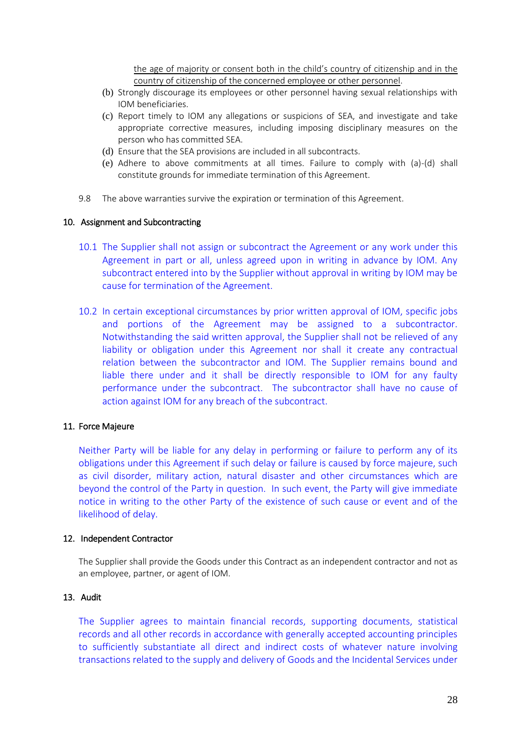the age of majority or consent both in the child's country of citizenship and in the country of citizenship of the concerned employee or other personnel.

(b) Strongly discourage its employees or other personnel having sexual relationships with IOM beneficiaries.

(c) Report timely to IOM any allegations or suspicions of SEA, and investigate and take appropriate corrective measures, including imposing disciplinary measures on the person who has committed SEA.

(d) Ensure that the SEA provisions are included in all subcontracts.

(e) Adhere to above commitments at all times. Failure to comply with (a)-(d) shall constitute grounds for immediate termination of this Agreement.

9.8 The above warranties survive the expiration or termination of this Agreement.

## 10. Assignment and Subcontracting

10.1 The Supplier shall not assign or subcontract the Agreement or any work under this Agreement in part or all, unless agreed upon in writing in advance by IOM. Any subcontract entered into by the Supplier without approval in writing by IOM may be cause for termination of the Agreement.

10.2 In certain exceptional circumstances by prior written approval of IOM, specific jobs and portions of the Agreement may be assigned to a subcontractor. Notwithstanding the said written approval, the Supplier shall not be relieved of any liability or obligation under this Agreement nor shall it create any contractual relation between the subcontractor and IOM. The Supplier remains bound and liable there under and it shall be directly responsible to IOM for any faulty performance under the subcontract. The subcontractor shall have no cause of action against IOM for any breach of the subcontract.

## 11. Force Majeure

Neither Party will be liable for any delay in performing or failure to perform any of its obligations under this Agreement if such delay or failure is caused by force majeure, such as civil disorder, military action, natural disaster and other circumstances which are beyond the control of the Party in question. In such event, the Party will give immediate notice in writing to the other Party of the existence of such cause or event and of the likelihood of delay.

## 12. Independent Contractor

The Supplier shall provide the Goods under this Contract as an independent contractor and not as an employee, partner, or agent of IOM.

## 13. Audit

The Supplier agrees to maintain financial records, supporting documents, statistical records and all other records in accordance with generally accepted accounting principles to sufficiently substantiate all direct and indirect costs of whatever nature involving transactions related to the supply and delivery of Goods and the Incidental Services under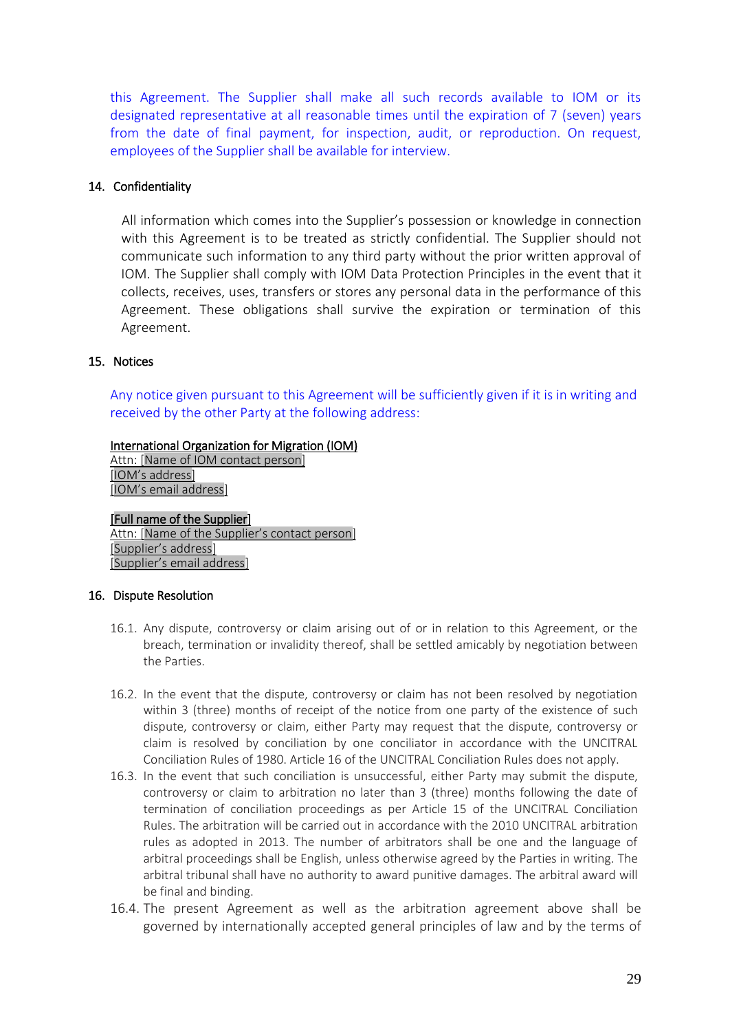this Agreement. The Supplier shall make all such records available to IOM or its designated representative at all reasonable times until the expiration of 7 (seven) years from the date of final payment, for inspection, audit, or reproduction. On request, employees of the Supplier shall be available for interview.

## 14. Confidentiality

All information which comes into the Supplier's possession or knowledge in connection with this Agreement is to be treated as strictly confidential. The Supplier should not communicate such information to any third party without the prior written approval of IOM. The Supplier shall comply with IOM Data Protection Principles in the event that it collects, receives, uses, transfers or stores any personal data in the performance of this Agreement. These obligations shall survive the expiration or termination of this Agreement.

## 15. Notices

Any notice given pursuant to this Agreement will be sufficiently given if it is in writing and received by the other Party at the following address:

International Organization for Migration (IOM)
Attn: [Name of IOM contact person]
[IOM's address]
[IOM's email address]

[Full name of the Supplier]
Attn: [Name of the Supplier's contact person]
[Supplier's address]
[Supplier's email address]

## 16. Dispute Resolution

16.1. Any dispute, controversy or claim arising out of or in relation to this Agreement, or the breach, termination or invalidity thereof, shall be settled amicably by negotiation between the Parties.

16.2. In the event that the dispute, controversy or claim has not been resolved by negotiation within 3 (three) months of receipt of the notice from one party of the existence of such dispute, controversy or claim, either Party may request that the dispute, controversy or claim is resolved by conciliation by one conciliator in accordance with the UNCITRAL Conciliation Rules of 1980. Article 16 of the UNCITRAL Conciliation Rules does not apply.

16.3. In the event that such conciliation is unsuccessful, either Party may submit the dispute, controversy or claim to arbitration no later than 3 (three) months following the date of termination of conciliation proceedings as per Article 15 of the UNCITRAL Conciliation Rules. The arbitration will be carried out in accordance with the 2010 UNCITRAL arbitration rules as adopted in 2013. The number of arbitrators shall be one and the language of arbitral proceedings shall be English, unless otherwise agreed by the Parties in writing. The arbitral tribunal shall have no authority to award punitive damages. The arbitral award will be final and binding.

16.4. The present Agreement as well as the arbitration agreement above shall be governed by internationally accepted general principles of law and by the terms of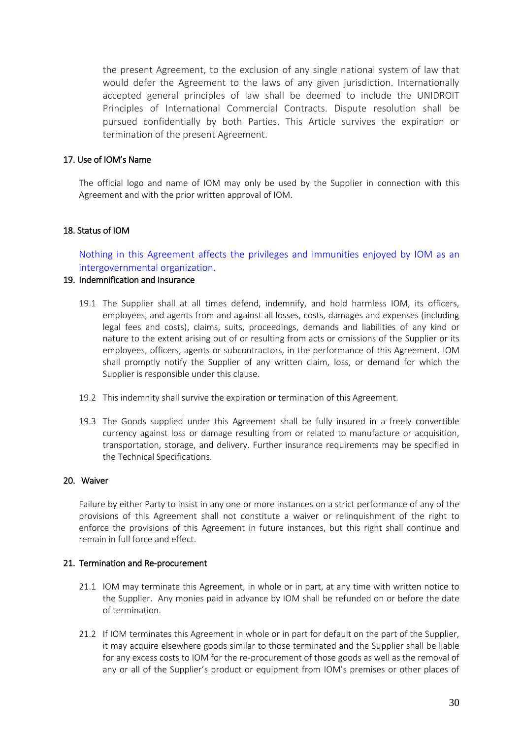the present Agreement, to the exclusion of any single national system of law that would defer the Agreement to the laws of any given jurisdiction. Internationally accepted general principles of law shall be deemed to include the UNIDROIT Principles of International Commercial Contracts. Dispute resolution shall be pursued confidentially by both Parties. This Article survives the expiration or termination of the present Agreement.

## 17. Use of IOM's Name

The official logo and name of IOM may only be used by the Supplier in connection with this Agreement and with the prior written approval of IOM.

## 18. Status of IOM

Nothing in this Agreement affects the privileges and immunities enjoyed by IOM as an intergovernmental organization.

## 19. Indemnification and Insurance

19.1 The Supplier shall at all times defend, indemnify, and hold harmless IOM, its officers, employees, and agents from and against all losses, costs, damages and expenses (including legal fees and costs), claims, suits, proceedings, demands and liabilities of any kind or nature to the extent arising out of or resulting from acts or omissions of the Supplier or its employees, officers, agents or subcontractors, in the performance of this Agreement. IOM shall promptly notify the Supplier of any written claim, loss, or demand for which the Supplier is responsible under this clause.

19.2 This indemnity shall survive the expiration or termination of this Agreement.

19.3 The Goods supplied under this Agreement shall be fully insured in a freely convertible currency against loss or damage resulting from or related to manufacture or acquisition, transportation, storage, and delivery. Further insurance requirements may be specified in the Technical Specifications.

## 20. Waiver

Failure by either Party to insist in any one or more instances on a strict performance of any of the provisions of this Agreement shall not constitute a waiver or relinquishment of the right to enforce the provisions of this Agreement in future instances, but this right shall continue and remain in full force and effect.

## 21. Termination and Re-procurement

21.1 IOM may terminate this Agreement, in whole or in part, at any time with written notice to the Supplier. Any monies paid in advance by IOM shall be refunded on or before the date of termination.

21.2 If IOM terminates this Agreement in whole or in part for default on the part of the Supplier, it may acquire elsewhere goods similar to those terminated and the Supplier shall be liable for any excess costs to IOM for the re-procurement of those goods as well as the removal of any or all of the Supplier's product or equipment from IOM's premises or other places of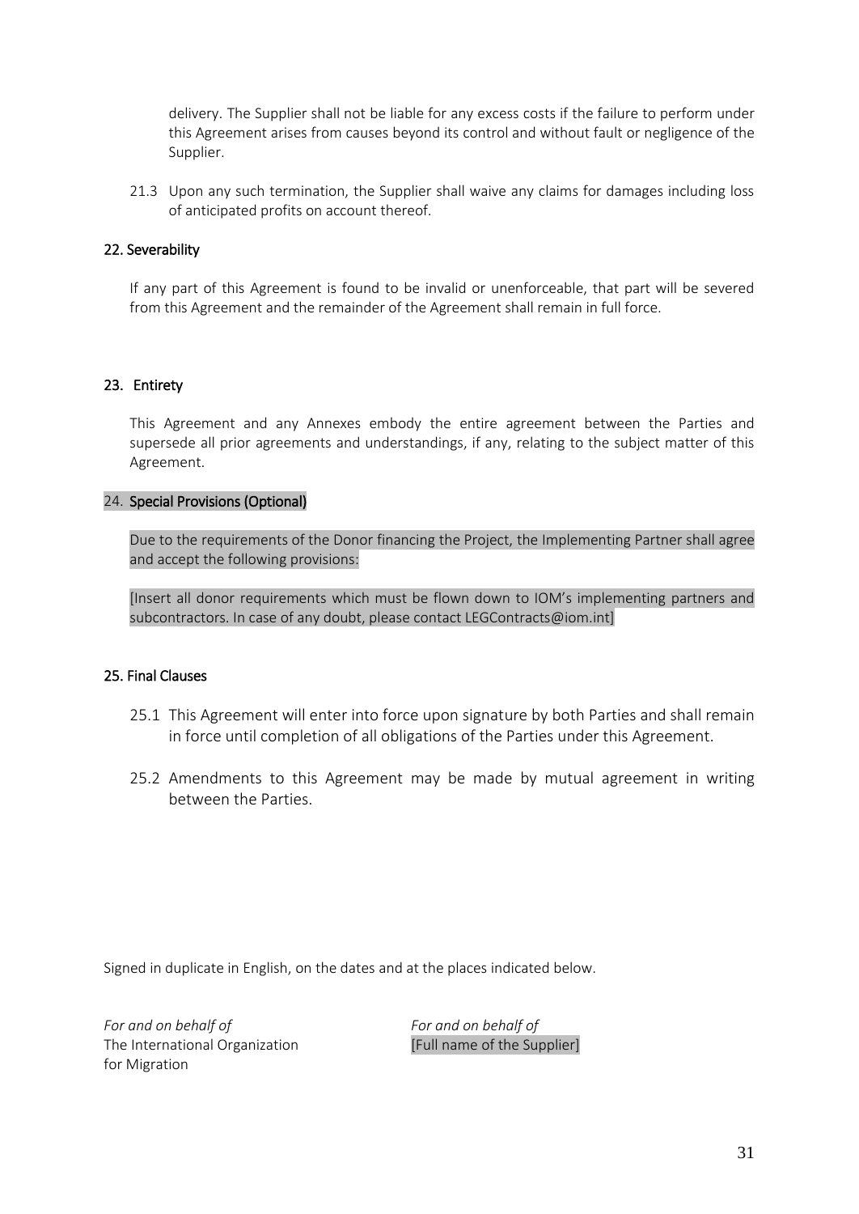delivery. The Supplier shall not be liable for any excess costs if the failure to perform under this Agreement arises from causes beyond its control and without fault or negligence of the Supplier.

21.3 Upon any such termination, the Supplier shall waive any claims for damages including loss of anticipated profits on account thereof.

### 22. Severability

If any part of this Agreement is found to be invalid or unenforceable, that part will be severed from this Agreement and the remainder of the Agreement shall remain in full force.

### 23. Entirety

This Agreement and any Annexes embody the entire agreement between the Parties and supersede all prior agreements and understandings, if any, relating to the subject matter of this Agreement.

### 24. Special Provisions (Optional)

Due to the requirements of the Donor financing the Project, the Implementing Partner shall agree and accept the following provisions:

[Insert all donor requirements which must be flown down to IOM's implementing partners and subcontractors. In case of any doubt, please contact LEGContracts@iom.int]

### 25. Final Clauses

25.1 This Agreement will enter into force upon signature by both Parties and shall remain in force until completion of all obligations of the Parties under this Agreement.

25.2 Amendments to this Agreement may be made by mutual agreement in writing between the Parties.

Signed in duplicate in English, on the dates and at the places indicated below.

| *For and on behalf of* | *For and on behalf of* |
|---|---|
| The International Organization for Migration | [Full name of the Supplier] |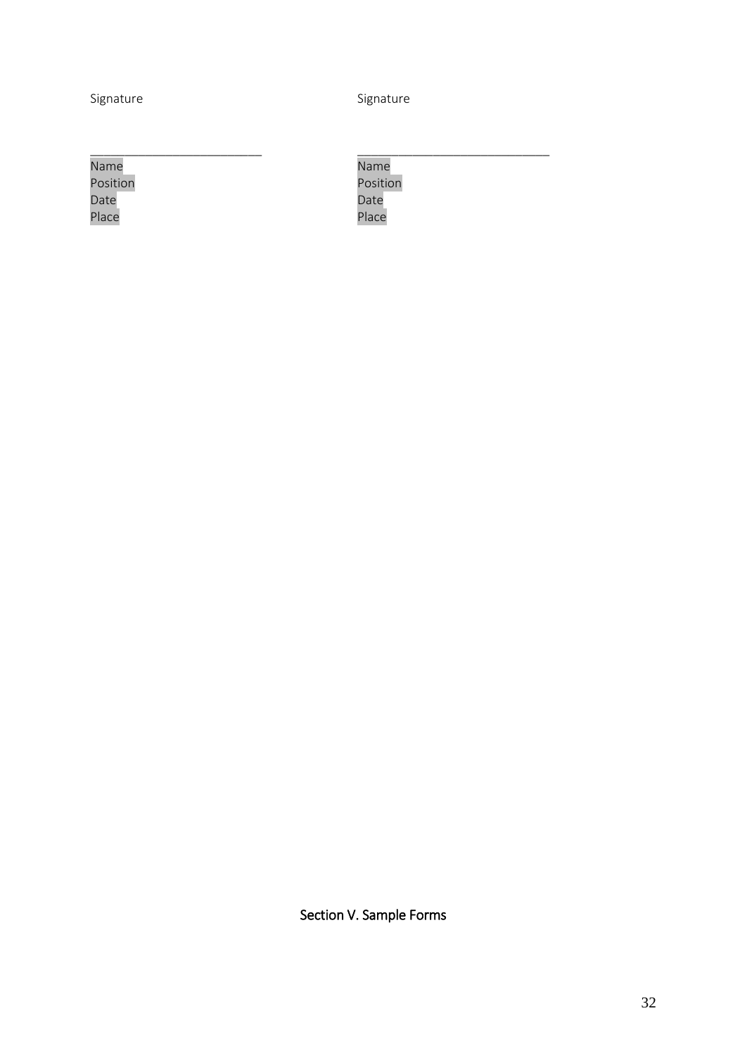| Signature | Signature |
|---|---|
| _________________________ | ____________________________ |
| Name | Name |
| Position | Position |
| Date | Date |
| Place | Place |

Section V. Sample Forms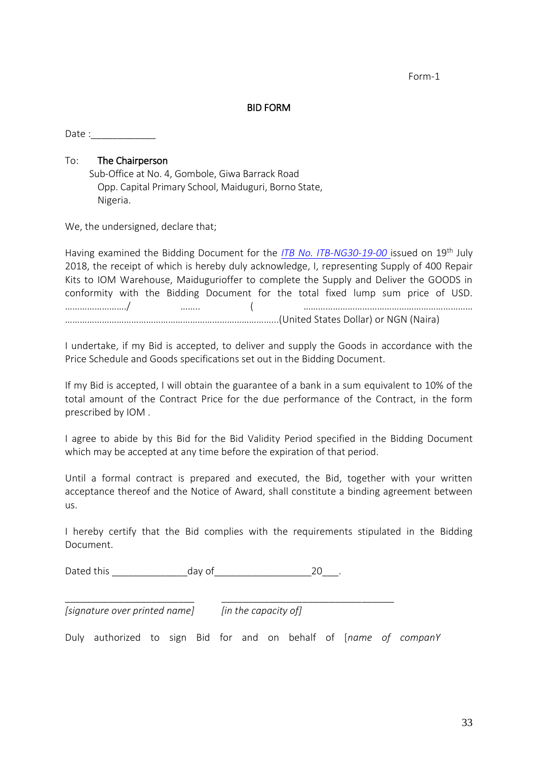Form-1

## BID FORM

Date :____________

To: **The Chairperson**
Sub-Office at No. 4, Gombole, Giwa Barrack Road
Opp. Capital Primary School, Maiduguri, Borno State,
Nigeria.

We, the undersigned, declare that;

Having examined the Bidding Document for the *ITB No. ITB-NG30-19-00* issued on 19th July 2018, the receipt of which is hereby duly acknowledge, I, representing Supply of 400 Repair Kits to IOM Warehouse, Maiduguri offer to complete the Supply and Deliver the GOODS in conformity with the Bidding Document for the total fixed lump sum price of USD. ……………………/ …….. ( ……………………………………………………………………………………………………………………………………….(United States Dollar) or NGN (Naira)

I undertake, if my Bid is accepted, to deliver and supply the Goods in accordance with the Price Schedule and Goods specifications set out in the Bidding Document.

If my Bid is accepted, I will obtain the guarantee of a bank in a sum equivalent to 10% of the total amount of the Contract Price for the due performance of the Contract, in the form prescribed by IOM .

I agree to abide by this Bid for the Bid Validity Period specified in the Bidding Document which may be accepted at any time before the expiration of that period.

Until a formal contract is prepared and executed, the Bid, together with your written acceptance thereof and the Notice of Award, shall constitute a binding agreement between us.

I hereby certify that the Bid complies with the requirements stipulated in the Bidding Document.

Dated this ______________day of__________________20___.

________________________ ________________________________

*[signature over printed name]* *[in the capacity of]*

Duly authorized to sign Bid for and on behalf of [*name of companY*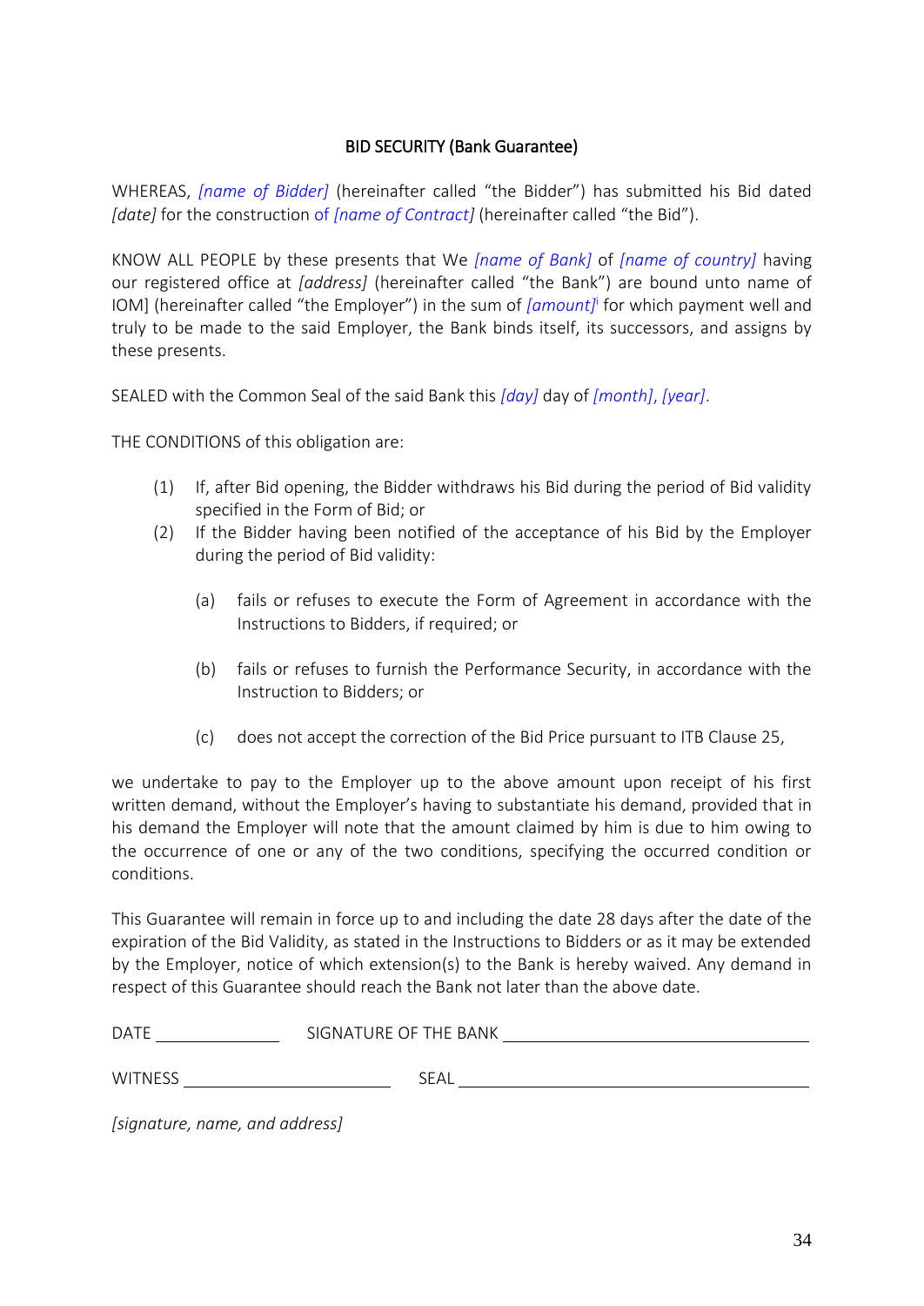**BID SECURITY (Bank Guarantee)**

WHEREAS, *[name of Bidder]* (hereinafter called "the Bidder") has submitted his Bid dated *[date]* for the construction of *[name of Contract]* (hereinafter called "the Bid").

KNOW ALL PEOPLE by these presents that We *[name of Bank]* of *[name of country]* having our registered office at *[address]* (hereinafter called "the Bank") are bound unto name of IOM] (hereinafter called "the Employer") in the sum of *[amount]*[i] for which payment well and truly to be made to the said Employer, the Bank binds itself, its successors, and assigns by these presents.

SEALED with the Common Seal of the said Bank this *[day]* day of *[month]*, *[year]*.

THE CONDITIONS of this obligation are:

(1) If, after Bid opening, the Bidder withdraws his Bid during the period of Bid validity specified in the Form of Bid; or

(2) If the Bidder having been notified of the acceptance of his Bid by the Employer during the period of Bid validity:

   (a) fails or refuses to execute the Form of Agreement in accordance with the Instructions to Bidders, if required; or

   (b) fails or refuses to furnish the Performance Security, in accordance with the Instruction to Bidders; or

   (c) does not accept the correction of the Bid Price pursuant to ITB Clause 25,

we undertake to pay to the Employer up to the above amount upon receipt of his first written demand, without the Employer's having to substantiate his demand, provided that in his demand the Employer will note that the amount claimed by him is due to him owing to the occurrence of one or any of the two conditions, specifying the occurred condition or conditions.

This Guarantee will remain in force up to and including the date 28 days after the date of the expiration of the Bid Validity, as stated in the Instructions to Bidders or as it may be extended by the Employer, notice of which extension(s) to the Bank is hereby waived. Any demand in respect of this Guarantee should reach the Bank not later than the above date.

DATE ______________ SIGNATURE OF THE BANK ________________________________

WITNESS ______________________ SEAL ________________________________

*[signature, name, and address]*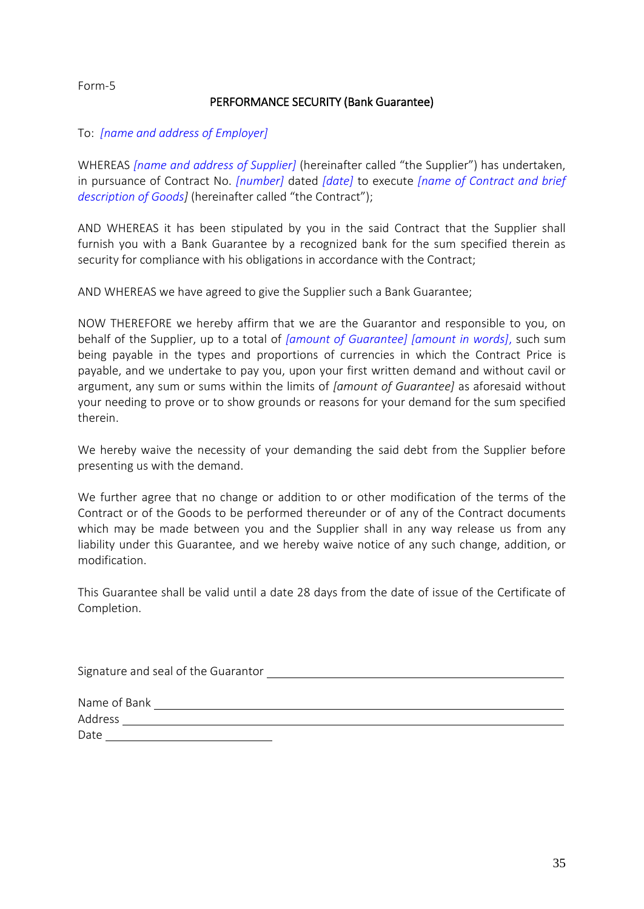Form-5

## PERFORMANCE SECURITY (Bank Guarantee)

To: *[name and address of Employer]*

WHEREAS *[name and address of Supplier]* (hereinafter called "the Supplier") has undertaken, in pursuance of Contract No. *[number]* dated *[date]* to execute *[name of Contract and brief description of Goods]* (hereinafter called "the Contract");

AND WHEREAS it has been stipulated by you in the said Contract that the Supplier shall furnish you with a Bank Guarantee by a recognized bank for the sum specified therein as security for compliance with his obligations in accordance with the Contract;

AND WHEREAS we have agreed to give the Supplier such a Bank Guarantee;

NOW THEREFORE we hereby affirm that we are the Guarantor and responsible to you, on behalf of the Supplier, up to a total of *[amount of Guarantee] [amount in words]*, such sum being payable in the types and proportions of currencies in which the Contract Price is payable, and we undertake to pay you, upon your first written demand and without cavil or argument, any sum or sums within the limits of *[amount of Guarantee]* as aforesaid without your needing to prove or to show grounds or reasons for your demand for the sum specified therein.

We hereby waive the necessity of your demanding the said debt from the Supplier before presenting us with the demand.

We further agree that no change or addition to or other modification of the terms of the Contract or of the Goods to be performed thereunder or of any of the Contract documents which may be made between you and the Supplier shall in any way release us from any liability under this Guarantee, and we hereby waive notice of any such change, addition, or modification.

This Guarantee shall be valid until a date 28 days from the date of issue of the Certificate of Completion.

Signature and seal of the Guarantor ______________________________

Name of Bank ______________________________

Address ______________________________

Date ______________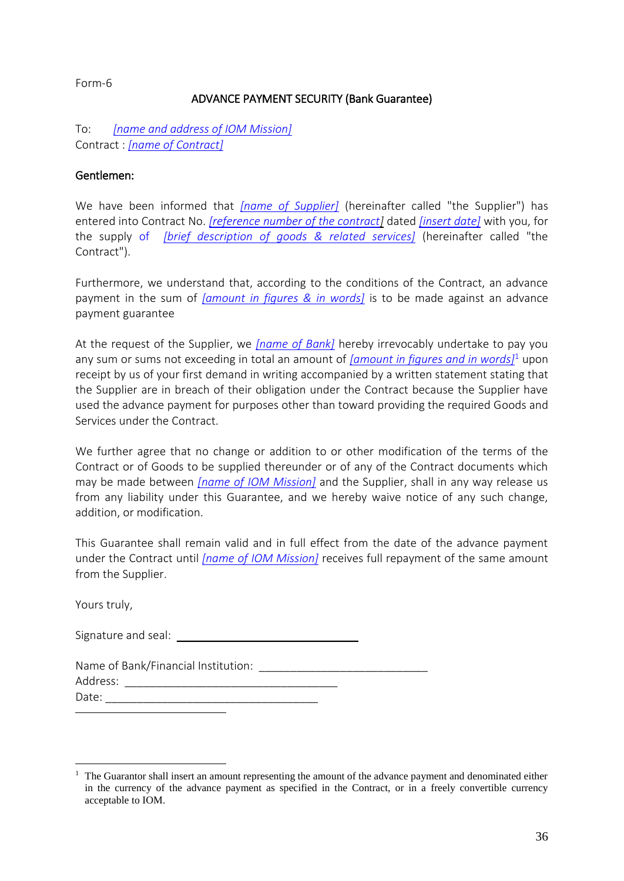Form-6

**ADVANCE PAYMENT SECURITY (Bank Guarantee)**

To: *[name and address of IOM Mission]*
Contract : *[name of Contract]*

**Gentlemen:**

We have been informed that *[name of Supplier]* (hereinafter called "the Supplier") has entered into Contract No. *[reference number of the contract]* dated *[insert date]* with you, for the supply of *[brief description of goods & related services]* (hereinafter called "the Contract").

Furthermore, we understand that, according to the conditions of the Contract, an advance payment in the sum of *[amount in figures & in words]* is to be made against an advance payment guarantee

At the request of the Supplier, we *[name of Bank]* hereby irrevocably undertake to pay you any sum or sums not exceeding in total an amount of *[amount in figures and in words]*[1] upon receipt by us of your first demand in writing accompanied by a written statement stating that the Supplier are in breach of their obligation under the Contract because the Supplier have used the advance payment for purposes other than toward providing the required Goods and Services under the Contract.

We further agree that no change or addition to or other modification of the terms of the Contract or of Goods to be supplied thereunder or of any of the Contract documents which may be made between *[name of IOM Mission]* and the Supplier, shall in any way release us from any liability under this Guarantee, and we hereby waive notice of any such change, addition, or modification.

This Guarantee shall remain valid and in full effect from the date of the advance payment under the Contract until *[name of IOM Mission]* receives full repayment of the same amount from the Supplier.

Yours truly,

Signature and seal: ______________________________

Name of Bank/Financial Institution: ____________________________
Address: ___________________________________
Date: ___________________________________

---

[1] The Guarantor shall insert an amount representing the amount of the advance payment and denominated either in the currency of the advance payment as specified in the Contract, or in a freely convertible currency acceptable to IOM.